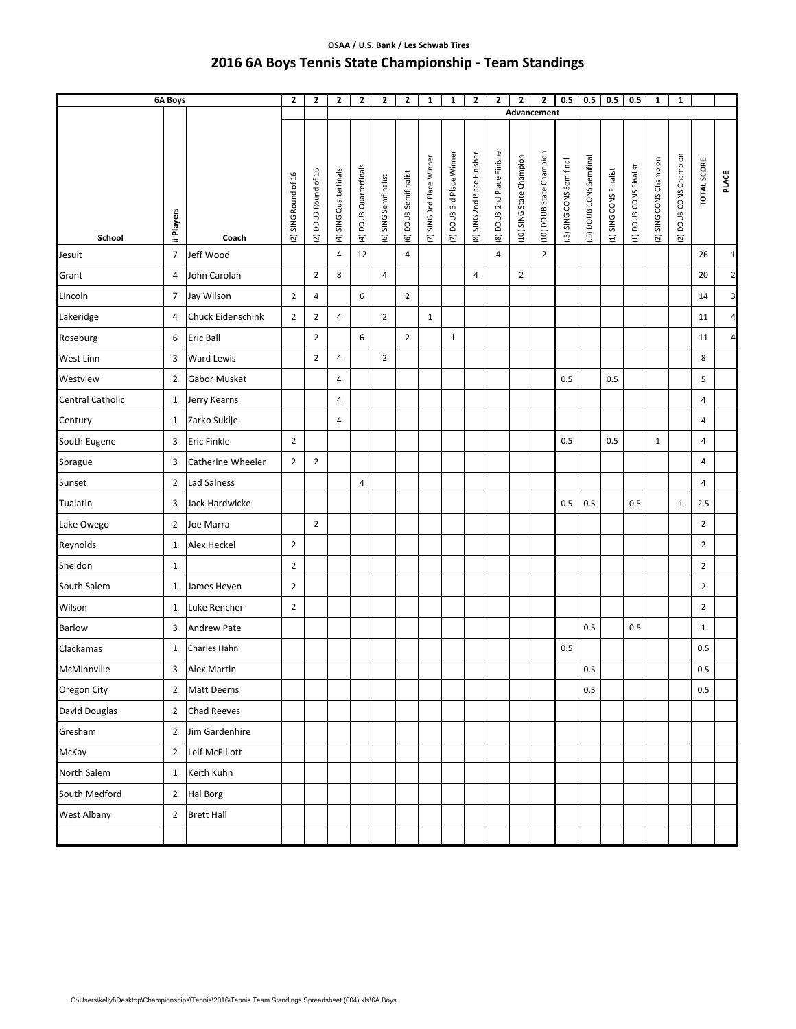OSAA / U.S. Bank / Les Schwab Tires

# 2016 6A Boys Tennis State Championship - Team Standings

| 6A Boys | | | 2 | 2 | 2 | 2 | 2 | 2 | 1 | 1 | 2 | 2 | 2 | 2 | 0.5 | 0.5 | 0.5 | 0.5 | 1 | 1 | | |
|---|---|---|---|---|---|---|---|---|---|---|---|---|---|---|---|---|---|---|---|---|---|---|
| | | | | | Advancement | | | | | | | | | | | | | | | | | |
| School | # Players | Coach | (2) SING Round of 16 | (2) DOUB Round of 16 | (4) SING Quarterfinals | (4) DOUB Quarterfinals | (6) SING Semifinalist | (6) DOUB Semifinalist | (7) SING 3rd Place Winner | (7) DOUB 3rd Place Winner | (8) SING 2nd Place Finisher | (8) DOUB 2nd Place Finisher | (10) SING State Champion | (10) DOUB State Champion | (.5) SING CONS Semifinal | (.5) DOUB CONS Semifinal | (1) SING CONS Finalist | (1) DOUB CONS Finalist | (2) SING CONS Champion | (2) DOUB CONS Champion | TOTAL SCORE | PLACE |
| Jesuit | 7 | Jeff Wood | | | 4 | 12 | | 4 | | | | 4 | | 2 | | | | | | | 26 | 1 |
| Grant | 4 | John Carolan | | 2 | 8 | | 4 | | | | 4 | | 2 | | | | | | | | 20 | 2 |
| Lincoln | 7 | Jay Wilson | 2 | 4 | | 6 | | 2 | | | | | | | | | | | | | 14 | 3 |
| Lakeridge | 4 | Chuck Eidenschink | 2 | 2 | 4 | | 2 | | 1 | | | | | | | | | | | | 11 | 4 |
| Roseburg | 6 | Eric Ball | | 2 | | 6 | | 2 | | 1 | | | | | | | | | | | 11 | 4 |
| West Linn | 3 | Ward Lewis | | 2 | 4 | | 2 | | | | | | | | | | | | | | 8 | |
| Westview | 2 | Gabor Muskat | | | 4 | | | | | | | | | | 0.5 | | 0.5 | | | | 5 | |
| Central Catholic | 1 | Jerry Kearns | | | 4 | | | | | | | | | | | | | | | | 4 | |
| Century | 1 | Zarko Suklje | | | 4 | | | | | | | | | | | | | | | | 4 | |
| South Eugene | 3 | Eric Finkle | 2 | | | | | | | | | | | | 0.5 | | 0.5 | | 1 | | 4 | |
| Sprague | 3 | Catherine Wheeler | 2 | 2 | | | | | | | | | | | | | | | | | 4 | |
| Sunset | 2 | Lad Salness | | | | 4 | | | | | | | | | | | | | | | 4 | |
| Tualatin | 3 | Jack Hardwicke | | | | | | | | | | | | | 0.5 | 0.5 | | 0.5 | | 1 | 2.5 | |
| Lake Owego | 2 | Joe Marra | | 2 | | | | | | | | | | | | | | | | | 2 | |
| Reynolds | 1 | Alex Heckel | 2 | | | | | | | | | | | | | | | | | | 2 | |
| Sheldon | 1 | | 2 | | | | | | | | | | | | | | | | | | 2 | |
| South Salem | 1 | James Heyen | 2 | | | | | | | | | | | | | | | | | | 2 | |
| Wilson | 1 | Luke Rencher | 2 | | | | | | | | | | | | | | | | | | 2 | |
| Barlow | 3 | Andrew Pate | | | | | | | | | | | | | | 0.5 | | 0.5 | | | 1 | |
| Clackamas | 1 | Charles Hahn | | | | | | | | | | | | | 0.5 | | | | | | 0.5 | |
| McMinnville | 3 | Alex Martin | | | | | | | | | | | | | | 0.5 | | | | | 0.5 | |
| Oregon City | 2 | Matt Deems | | | | | | | | | | | | | | 0.5 | | | | | 0.5 | |
| David Douglas | 2 | Chad Reeves | | | | | | | | | | | | | | | | | | | | |
| Gresham | 2 | Jim Gardenhire | | | | | | | | | | | | | | | | | | | | |
| McKay | 2 | Leif McElliott | | | | | | | | | | | | | | | | | | | | |
| North Salem | 1 | Keith Kuhn | | | | | | | | | | | | | | | | | | | | |
| South Medford | 2 | Hal Borg | | | | | | | | | | | | | | | | | | | | |
| West Albany | 2 | Brett Hall | | | | | | | | | | | | | | | | | | | | |

C:\Users\kellyf\Desktop\Championships\Tennis\2016\Tennis Team Standings Spreadsheet (004).xls\6A Boys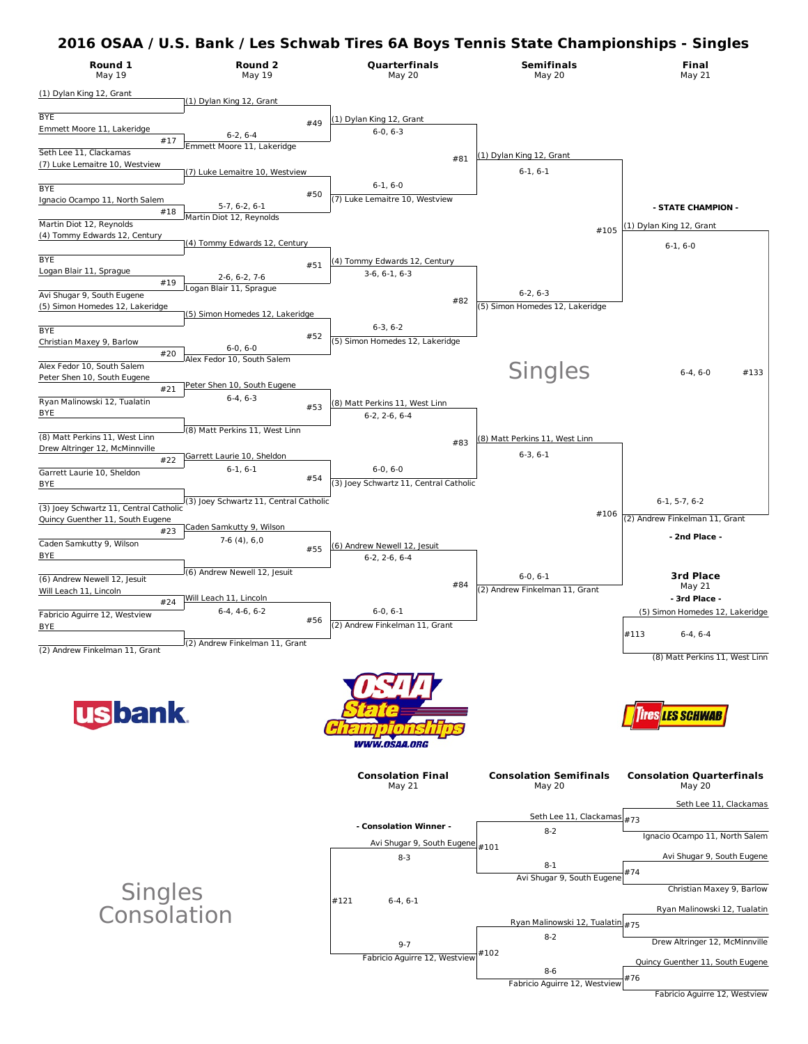# 2016 OSAA / U.S. Bank / Les Schwab Tires 6A Boys Tennis State Championships - Singles

## Singles

### Round 1 (May 19)

| Match | Player | Player | Winner | Score |
|---|---|---|---|---|
| | (1) Dylan King 12, Grant | BYE | (1) Dylan King 12, Grant | |
| #17 | Emmett Moore 11, Lakeridge | Seth Lee 11, Clackamas | Emmett Moore 11, Lakeridge | 6-2, 6-4 |
| | (7) Luke Lemaitre 10, Westview | BYE | (7) Luke Lemaitre 10, Westview | |
| #18 | Ignacio Ocampo 11, North Salem | Martin Diot 12, Reynolds | Martin Diot 12, Reynolds | 5-7, 6-2, 6-1 |
| | (4) Tommy Edwards 12, Century | BYE | (4) Tommy Edwards 12, Century | |
| #19 | Logan Blair 11, Sprague | Avi Shugar 9, South Eugene | Logan Blair 11, Sprague | 2-6, 6-2, 7-6 |
| | (5) Simon Homedes 12, Lakeridge | BYE | (5) Simon Homedes 12, Lakeridge | |
| #20 | Christian Maxey 9, Barlow | Alex Fedor 10, South Salem | Alex Fedor 10, South Salem | 6-0, 6-0 |
| #21 | Peter Shen 10, South Eugene | Ryan Malinowski 12, Tualatin | Peter Shen 10, South Eugene | 6-4, 6-3 |
| | BYE | (8) Matt Perkins 11, West Linn | (8) Matt Perkins 11, West Linn | |
| #22 | Drew Altringer 12, McMinnville | Garrett Laurie 10, Sheldon | Garrett Laurie 10, Sheldon | 6-1, 6-1 |
| | BYE | (3) Joey Schwartz 11, Central Catholic | (3) Joey Schwartz 11, Central Catholic | |
| #23 | Quincy Guenther 11, South Eugene | Caden Samkutty 9, Wilson | Caden Samkutty 9, Wilson | 7-6 (4), 6,0 |
| | BYE | (6) Andrew Newell 12, Jesuit | (6) Andrew Newell 12, Jesuit | |
| #24 | Will Leach 11, Lincoln | Fabricio Aguirre 12, Westview | Will Leach 11, Lincoln | 6-4, 4-6, 6-2 |
| | BYE | (2) Andrew Finkelman 11, Grant | (2) Andrew Finkelman 11, Grant | |

### Round 2 (May 19)

| Match | Winner | Score |
|---|---|---|
| #49 | (1) Dylan King 12, Grant | 6-0, 6-3 |
| #50 | (7) Luke Lemaitre 10, Westview | 6-1, 6-0 |
| #51 | (4) Tommy Edwards 12, Century | 3-6, 6-1, 6-3 |
| #52 | (5) Simon Homedes 12, Lakeridge | 6-3, 6-2 |
| #53 | (8) Matt Perkins 11, West Linn | 6-2, 2-6, 6-4 |
| #54 | (3) Joey Schwartz 11, Central Catholic | 6-0, 6-0 |
| #55 | (6) Andrew Newell 12, Jesuit | 6-2, 2-6, 6-4 |
| #56 | (2) Andrew Finkelman 11, Grant | 6-0, 6-1 |

### Quarterfinals (May 20)

| Match | Winner | Score |
|---|---|---|
| #81 | (1) Dylan King 12, Grant | 6-1, 6-1 |
| #82 | (5) Simon Homedes 12, Lakeridge | 6-2, 6-3 |
| #83 | (8) Matt Perkins 11, West Linn | 6-3, 6-1 |
| #84 | (2) Andrew Finkelman 11, Grant | 6-0, 6-1 |

### Semifinals (May 20)

| Match | Winner | Score |
|---|---|---|
| #105 | (1) Dylan King 12, Grant | 6-1, 6-0 |
| #106 | (2) Andrew Finkelman 11, Grant | 6-1, 5-7, 6-2 |

### Final (May 21)

| Match | Winner | Score |
|---|---|---|
| #133 | (1) Dylan King 12, Grant | 6-4, 6-0 |

**- STATE CHAMPION -** (1) Dylan King 12, Grant

**- 2nd Place -** (2) Andrew Finkelman 11, Grant

### 3rd Place (May 21)

| Match | Player | Player | Score |
|---|---|---|---|
| #113 | (5) Simon Homedes 12, Lakeridge | (8) Matt Perkins 11, West Linn | 6-4, 6-4 |

**- 3rd Place -** (5) Simon Homedes 12, Lakeridge

## Singles Consolation

### Consolation Quarterfinals (May 20)

| Match | Player | Player | Winner | Score |
|---|---|---|---|---|
| #73 | Seth Lee 11, Clackamas | Ignacio Ocampo 11, North Salem | Seth Lee 11, Clackamas | 8-2 |
| #74 | Avi Shugar 9, South Eugene | Christian Maxey 9, Barlow | Avi Shugar 9, South Eugene | 8-1 |
| #75 | Ryan Malinowski 12, Tualatin | Drew Altringer 12, McMinnville | Ryan Malinowski 12, Tualatin | 8-2 |
| #76 | Quincy Guenther 11, South Eugene | Fabricio Aguirre 12, Westview | Fabricio Aguirre 12, Westview | 8-6 |

### Consolation Semifinals (May 20)

| Match | Winner | Score |
|---|---|---|
| #101 | Avi Shugar 9, South Eugene | 8-3 |
| #102 | Fabricio Aguirre 12, Westview | 9-7 |

### Consolation Final (May 21)

| Match | Winner | Score |
|---|---|---|
| #121 | Avi Shugar 9, South Eugene | 6-4, 6-1 |

**- Consolation Winner -** Avi Shugar 9, South Eugene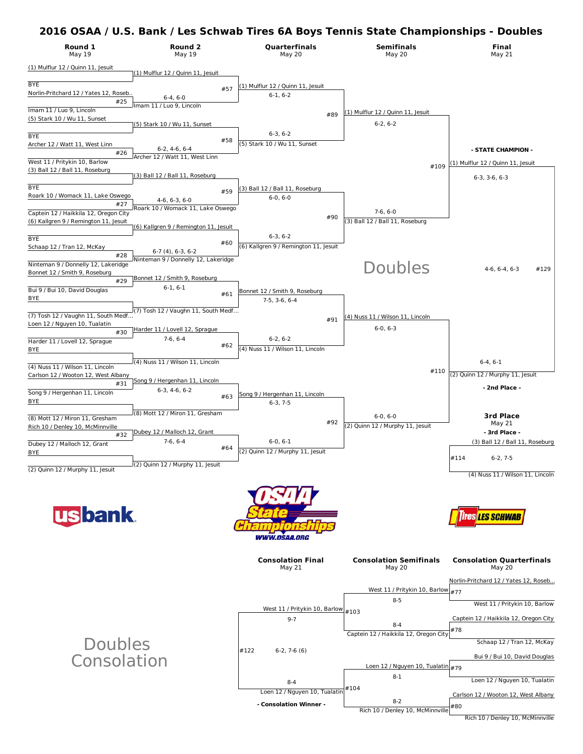# 2016 OSAA / U.S. Bank / Les Schwab Tires 6A Boys Tennis State Championships - Doubles

## Round 1 (May 19)

- (1) Mulflur 12 / Quinn 11, Jesuit — BYE
- #25: Norlin-Pritchard 12 / Yates 12, Roseb.. vs Imam 11 / Luo 9, Lincoln — Imam 11 / Luo 9, Lincoln, 6-4, 6-0
- (5) Stark 10 / Wu 11, Sunset — BYE
- #26: Archer 12 / Watt 11, West Linn vs West 11 / Pritykin 10, Barlow — Archer 12 / Watt 11, West Linn, 6-2, 4-6, 6-4
- (3) Ball 12 / Ball 11, Roseburg — BYE
- #27: Roark 10 / Womack 11, Lake Oswego vs Captein 12 / Haikkila 12, Oregon City — Roark 10 / Womack 11, Lake Oswego, 4-6, 6-3, 6-0
- (6) Kallgren 9 / Remington 11, Jesuit — BYE
- #28: Schaap 12 / Tran 12, McKay vs Ninteman 9 / Donnelly 12, Lakeridge — Ninteman 9 / Donnelly 12, Lakeridge, 6-7 (4), 6-3, 6-2
- #29: Bonnet 12 / Smith 9, Roseburg vs Bui 9 / Bui 10, David Douglas — Bonnet 12 / Smith 9, Roseburg, 6-1, 6-1
- (7) Tosh 12 / Vaughn 11, South Medf… — BYE
- #30: Loen 12 / Nguyen 10, Tualatin vs Harder 11 / Lovell 12, Sprague — Harder 11 / Lovell 12, Sprague, 7-6, 6-4
- (4) Nuss 11 / Wilson 11, Lincoln — BYE
- #31: Carlson 12 / Wooton 12, West Albany vs Song 9 / Hergenhan 11, Lincoln — Song 9 / Hergenhan 11, Lincoln, 6-3, 4-6, 6-2
- (8) Mott 12 / Miron 11, Gresham — BYE
- #32: Rich 10 / Denley 10, McMinnville vs Dubey 12 / Malloch 12, Grant — Dubey 12 / Malloch 12, Grant, 7-6, 6-4
- (2) Quinn 12 / Murphy 11, Jesuit — BYE

## Round 2 (May 19)

- #57: (1) Mulflur 12 / Quinn 11, Jesuit vs Imam 11 / Luo 9, Lincoln — (1) Mulflur 12 / Quinn 11, Jesuit, 6-1, 6-2
- #58: (5) Stark 10 / Wu 11, Sunset vs Archer 12 / Watt 11, West Linn — (5) Stark 10 / Wu 11, Sunset, 6-3, 6-2
- #59: (3) Ball 12 / Ball 11, Roseburg vs Roark 10 / Womack 11, Lake Oswego — (3) Ball 12 / Ball 11, Roseburg, 6-0, 6-0
- #60: (6) Kallgren 9 / Remington 11, Jesuit vs Ninteman 9 / Donnelly 12, Lakeridge — (6) Kallgren 9 / Remington 11, Jesuit, 6-3, 6-2
- #61: Bonnet 12 / Smith 9, Roseburg vs (7) Tosh 12 / Vaughn 11, South Medf… — Bonnet 12 / Smith 9, Roseburg, 7-5, 3-6, 6-4
- #62: Harder 11 / Lovell 12, Sprague vs (4) Nuss 11 / Wilson 11, Lincoln — (4) Nuss 11 / Wilson 11, Lincoln, 6-2, 6-2
- #63: Song 9 / Hergenhan 11, Lincoln vs (8) Mott 12 / Miron 11, Gresham — Song 9 / Hergenhan 11, Lincoln, 6-3, 7-5
- #64: Dubey 12 / Malloch 12, Grant vs (2) Quinn 12 / Murphy 11, Jesuit — (2) Quinn 12 / Murphy 11, Jesuit, 6-0, 6-1

## Quarterfinals (May 20)

- #89: (1) Mulflur 12 / Quinn 11, Jesuit vs (5) Stark 10 / Wu 11, Sunset — (1) Mulflur 12 / Quinn 11, Jesuit, 6-2, 6-2
- #90: (3) Ball 12 / Ball 11, Roseburg vs (6) Kallgren 9 / Remington 11, Jesuit — (3) Ball 12 / Ball 11, Roseburg, 7-6, 6-0
- #91: Bonnet 12 / Smith 9, Roseburg vs (4) Nuss 11 / Wilson 11, Lincoln — (4) Nuss 11 / Wilson 11, Lincoln, 6-0, 6-3
- #92: Song 9 / Hergenhan 11, Lincoln vs (2) Quinn 12 / Murphy 11, Jesuit — (2) Quinn 12 / Murphy 11, Jesuit, 6-0, 6-0

## Semifinals (May 20)

- #109: (1) Mulflur 12 / Quinn 11, Jesuit vs (3) Ball 12 / Ball 11, Roseburg — (1) Mulflur 12 / Quinn 11, Jesuit, 6-3, 3-6, 6-3
- #110: (4) Nuss 11 / Wilson 11, Lincoln vs (2) Quinn 12 / Murphy 11, Jesuit — (2) Quinn 12 / Murphy 11, Jesuit, 6-4, 6-1

## Final (May 21)

- #129: (1) Mulflur 12 / Quinn 11, Jesuit vs (2) Quinn 12 / Murphy 11, Jesuit — 4-6, 6-4, 6-3

**- STATE CHAMPION -** (1) Mulflur 12 / Quinn 11, Jesuit

**- 2nd Place -** (2) Quinn 12 / Murphy 11, Jesuit

## 3rd Place (May 21)

- #114: (3) Ball 12 / Ball 11, Roseburg vs (4) Nuss 11 / Wilson 11, Lincoln — 6-2, 7-5

**- 3rd Place -** (3) Ball 12 / Ball 11, Roseburg

Doubles

# Doubles Consolation

## Consolation Quarterfinals (May 20)

- #77: Norlin-Pritchard 12 / Yates 12, Roseb… vs West 11 / Pritykin 10, Barlow — West 11 / Pritykin 10, Barlow, 8-5
- #78: Captein 12 / Haikkila 12, Oregon City vs Schaap 12 / Tran 12, McKay — Captein 12 / Haikkila 12, Oregon City, 8-4
- #79: Bui 9 / Bui 10, David Douglas vs Loen 12 / Nguyen 10, Tualatin — Loen 12 / Nguyen 10, Tualatin, 8-1
- #80: Carlson 12 / Wooton 12, West Albany vs Rich 10 / Denley 10, McMinnville — Rich 10 / Denley 10, McMinnville, 8-2

## Consolation Semifinals (May 20)

- #103: West 11 / Pritykin 10, Barlow vs Captein 12 / Haikkila 12, Oregon City — West 11 / Pritykin 10, Barlow, 9-7
- #104: Loen 12 / Nguyen 10, Tualatin vs Rich 10 / Denley 10, McMinnville — Loen 12 / Nguyen 10, Tualatin, 8-4

## Consolation Final (May 21)

- #122: West 11 / Pritykin 10, Barlow vs Loen 12 / Nguyen 10, Tualatin — 6-2, 7-6 (6)

**- Consolation Winner -** Loen 12 / Nguyen 10, Tualatin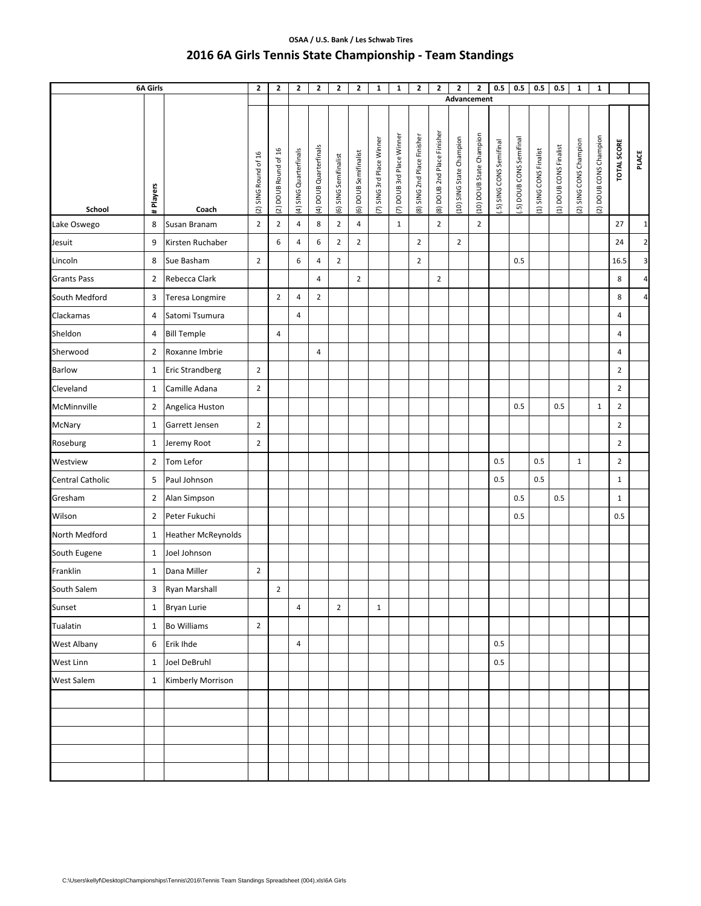OSAA / U.S. Bank / Les Schwab Tires

# 2016 6A Girls Tennis State Championship - Team Standings

| 6A Girls | | | 2 | 2 | 2 | 2 | 2 | 2 | 1 | 1 | 2 | 2 | 2 | 2 | 0.5 | 0.5 | 0.5 | 0.5 | 1 | 1 | | |
|---|---|---|---|---|---|---|---|---|---|---|---|---|---|---|---|---|---|---|---|---|---|---|
| | | | | | Advancement | | | | | | | | | | | | | | | | | |
| School | # Players | Coach | (2) SING Round of 16 | (2) DOUB Round of 16 | (4) SING Quarterfinals | (4) DOUB Quarterfinals | (6) SING Semifinalist | (6) DOUB Semifinalist | (7) SING 3rd Place Winner | (7) DOUB 3rd Place Winner | (8) SING 2nd Place Finisher | (8) DOUB 2nd Place Finisher | (10) SING State Champion | (10) DOUB State Champion | (.5) SING CONS Semifinal | (.5) DOUB CONS Semifinal | (1) SING CONS Finalist | (1) DOUB CONS Finalist | (2) SING CONS Champion | (2) DOUB CONS Champion | TOTAL SCORE | PLACE |
| Lake Oswego | 8 | Susan Branam | 2 | 2 | 4 | 8 | 2 | 4 | | 1 | | 2 | | 2 | | | | | | | 27 | 1 |
| Jesuit | 9 | Kirsten Ruchaber | | 6 | 4 | 6 | 2 | 2 | | | 2 | | 2 | | | | | | | | 24 | 2 |
| Lincoln | 8 | Sue Basham | 2 | | 6 | 4 | 2 | | | | 2 | | | | | 0.5 | | | | | 16.5 | 3 |
| Grants Pass | 2 | Rebecca Clark | | | | 4 | | 2 | | | | 2 | | | | | | | | | 8 | 4 |
| South Medford | 3 | Teresa Longmire | | 2 | 4 | 2 | | | | | | | | | | | | | | | 8 | 4 |
| Clackamas | 4 | Satomi Tsumura | | | 4 | | | | | | | | | | | | | | | | 4 | |
| Sheldon | 4 | Bill Temple | | 4 | | | | | | | | | | | | | | | | | 4 | |
| Sherwood | 2 | Roxanne Imbrie | | | | 4 | | | | | | | | | | | | | | | 4 | |
| Barlow | 1 | Eric Strandberg | 2 | | | | | | | | | | | | | | | | | | 2 | |
| Cleveland | 1 | Camille Adana | 2 | | | | | | | | | | | | | | | | | | 2 | |
| McMinnville | 2 | Angelica Huston | | | | | | | | | | | | | | 0.5 | | 0.5 | | 1 | 2 | |
| McNary | 1 | Garrett Jensen | 2 | | | | | | | | | | | | | | | | | | 2 | |
| Roseburg | 1 | Jeremy Root | 2 | | | | | | | | | | | | | | | | | | 2 | |
| Westview | 2 | Tom Lefor | | | | | | | | | | | | | 0.5 | | 0.5 | | 1 | | 2 | |
| Central Catholic | 5 | Paul Johnson | | | | | | | | | | | | | 0.5 | | 0.5 | | | | 1 | |
| Gresham | 2 | Alan Simpson | | | | | | | | | | | | | | 0.5 | | 0.5 | | | 1 | |
| Wilson | 2 | Peter Fukuchi | | | | | | | | | | | | | | 0.5 | | | | | 0.5 | |
| North Medford | 1 | Heather McReynolds | | | | | | | | | | | | | | | | | | | | |
| South Eugene | 1 | Joel Johnson | | | | | | | | | | | | | | | | | | | | |
| Franklin | 1 | Dana Miller | 2 | | | | | | | | | | | | | | | | | | | |
| South Salem | 3 | Ryan Marshall | | 2 | | | | | | | | | | | | | | | | | | |
| Sunset | 1 | Bryan Lurie | | | 4 | | 2 | | 1 | | | | | | | | | | | | | |
| Tualatin | 1 | Bo Williams | 2 | | | | | | | | | | | | | | | | | | | |
| West Albany | 6 | Erik Ihde | | | 4 | | | | | | | | | | 0.5 | | | | | | | |
| West Linn | 1 | Joel DeBruhl | | | | | | | | | | | | | 0.5 | | | | | | | |
| West Salem | 1 | Kimberly Morrison | | | | | | | | | | | | | | | | | | | | |

C:\Users\kellyf\Desktop\Championships\Tennis\2016\Tennis Team Standings Spreadsheet (004).xls\6A Girls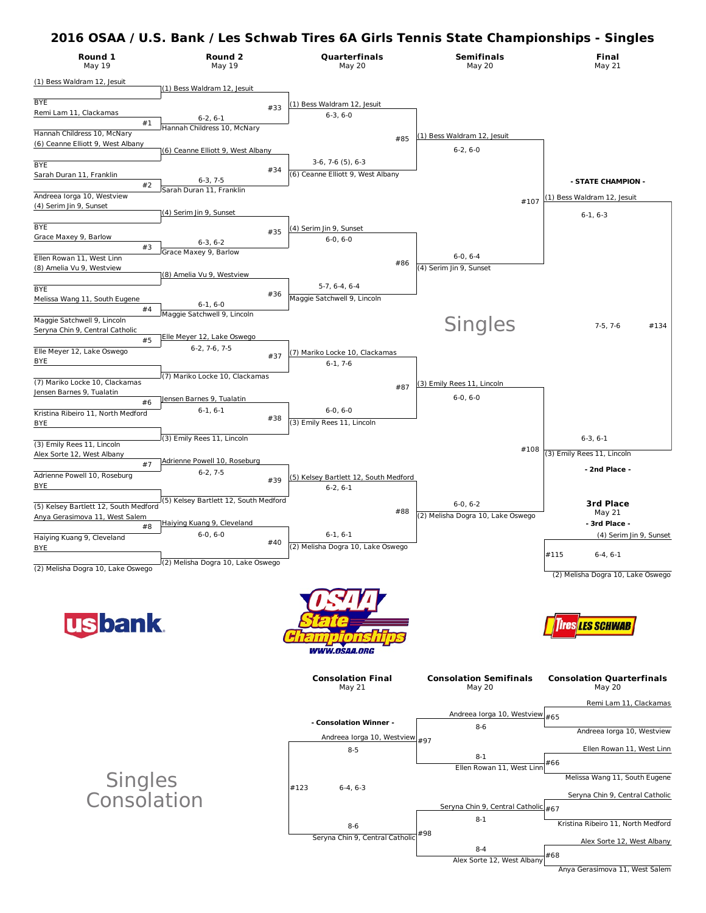# 2016 OSAA / U.S. Bank / Les Schwab Tires 6A Girls Tennis State Championships - Singles

## Singles

### Round 1 (May 19)

| Match | Player 1 | Player 2 |
|---|---|---|
| | (1) Bess Waldram 12, Jesuit | BYE |
| #1 | Remi Lam 11, Clackamas | Hannah Childress 10, McNary |
| | (6) Ceanne Elliott 9, West Albany | BYE |
| #2 | Sarah Duran 11, Franklin | Andreea Iorga 10, Westview |
| | (4) Serim Jin 9, Sunset | BYE |
| #3 | Grace Maxey 9, Barlow | Ellen Rowan 11, West Linn |
| | (8) Amelia Vu 9, Westview | BYE |
| #4 | Melissa Wang 11, South Eugene | Maggie Satchwell 9, Lincoln |
| #5 | Seryna Chin 9, Central Catholic | Elle Meyer 12, Lake Oswego |
| | BYE | (7) Mariko Locke 10, Clackamas |
| #6 | Jensen Barnes 9, Tualatin | Kristina Ribeiro 11, North Medford |
| | BYE | (3) Emily Rees 11, Lincoln |
| #7 | Alex Sorte 12, West Albany | Adrienne Powell 10, Roseburg |
| | BYE | (5) Kelsey Bartlett 12, South Medford |
| #8 | Anya Gerasimova 11, West Salem | Haiying Kuang 9, Cleveland |
| | BYE | (2) Melisha Dogra 10, Lake Oswego |

Round 1 winners / scores:

| Match | Winner | Score |
|---|---|---|
| #1 | Hannah Childress 10, McNary | 6-2, 6-1 |
| #2 | Sarah Duran 11, Franklin | 6-3, 7-5 |
| #3 | Grace Maxey 9, Barlow | 6-3, 6-2 |
| #4 | Maggie Satchwell 9, Lincoln | 6-1, 6-0 |
| #5 | Elle Meyer 12, Lake Oswego | 6-2, 7-6, 7-5 |
| #6 | Jensen Barnes 9, Tualatin | 6-1, 6-1 |
| #7 | Adrienne Powell 10, Roseburg | 6-2, 7-5 |
| #8 | Haiying Kuang 9, Cleveland | 6-0, 6-0 |

### Round 2 (May 19)

| Match | Player 1 | Player 2 | Winner | Score |
|---|---|---|---|---|
| #33 | (1) Bess Waldram 12, Jesuit | Hannah Childress 10, McNary | (1) Bess Waldram 12, Jesuit | 6-3, 6-0 |
| #34 | (6) Ceanne Elliott 9, West Albany | Sarah Duran 11, Franklin | (6) Ceanne Elliott 9, West Albany | 3-6, 7-6 (5), 6-3 |
| #35 | (4) Serim Jin 9, Sunset | Grace Maxey 9, Barlow | (4) Serim Jin 9, Sunset | 6-0, 6-0 |
| #36 | (8) Amelia Vu 9, Westview | Maggie Satchwell 9, Lincoln | Maggie Satchwell 9, Lincoln | 5-7, 6-4, 6-4 |
| #37 | Elle Meyer 12, Lake Oswego | (7) Mariko Locke 10, Clackamas | (7) Mariko Locke 10, Clackamas | 6-1, 7-6 |
| #38 | Jensen Barnes 9, Tualatin | (3) Emily Rees 11, Lincoln | (3) Emily Rees 11, Lincoln | 6-0, 6-0 |
| #39 | Adrienne Powell 10, Roseburg | (5) Kelsey Bartlett 12, South Medford | (5) Kelsey Bartlett 12, South Medford | 6-2, 6-1 |
| #40 | Haiying Kuang 9, Cleveland | (2) Melisha Dogra 10, Lake Oswego | (2) Melisha Dogra 10, Lake Oswego | 6-1, 6-1 |

### Quarterfinals (May 20)

| Match | Player 1 | Player 2 | Winner | Score |
|---|---|---|---|---|
| #85 | (1) Bess Waldram 12, Jesuit | (6) Ceanne Elliott 9, West Albany | (1) Bess Waldram 12, Jesuit | 6-2, 6-0 |
| #86 | (4) Serim Jin 9, Sunset | Maggie Satchwell 9, Lincoln | (4) Serim Jin 9, Sunset | 6-0, 6-4 |
| #87 | (7) Mariko Locke 10, Clackamas | (3) Emily Rees 11, Lincoln | (3) Emily Rees 11, Lincoln | 6-0, 6-0 |
| #88 | (5) Kelsey Bartlett 12, South Medford | (2) Melisha Dogra 10, Lake Oswego | (2) Melisha Dogra 10, Lake Oswego | 6-0, 6-2 |

### Semifinals (May 20)

| Match | Player 1 | Player 2 | Winner | Score |
|---|---|---|---|---|
| #107 | (1) Bess Waldram 12, Jesuit | (4) Serim Jin 9, Sunset | (1) Bess Waldram 12, Jesuit | 6-1, 6-3 |
| #108 | (3) Emily Rees 11, Lincoln | (2) Melisha Dogra 10, Lake Oswego | (3) Emily Rees 11, Lincoln | 6-3, 6-1 |

### Final (May 21)

| Match | Player 1 | Player 2 | Score |
|---|---|---|---|
| #134 | (1) Bess Waldram 12, Jesuit | (3) Emily Rees 11, Lincoln | 7-5, 7-6 |

**- STATE CHAMPION -** (1) Bess Waldram 12, Jesuit

**- 2nd Place -** (3) Emily Rees 11, Lincoln

### 3rd Place (May 21)

| Match | Player 1 | Player 2 | Score |
|---|---|---|---|
| #115 | (4) Serim Jin 9, Sunset | (2) Melisha Dogra 10, Lake Oswego | 6-4, 6-1 |

**- 3rd Place -** (4) Serim Jin 9, Sunset

## Singles Consolation

### Consolation Quarterfinals (May 20)

| Match | Player 1 | Player 2 | Winner | Score |
|---|---|---|---|---|
| #65 | Remi Lam 11, Clackamas | Andreea Iorga 10, Westview | Andreea Iorga 10, Westview | 8-6 |
| #66 | Ellen Rowan 11, West Linn | Melissa Wang 11, South Eugene | Ellen Rowan 11, West Linn | 8-1 |
| #67 | Seryna Chin 9, Central Catholic | Kristina Ribeiro 11, North Medford | Seryna Chin 9, Central Catholic | 8-1 |
| #68 | Alex Sorte 12, West Albany | Anya Gerasimova 11, West Salem | Alex Sorte 12, West Albany | 8-4 |

### Consolation Semifinals (May 20)

| Match | Player 1 | Player 2 | Winner | Score |
|---|---|---|---|---|
| #97 | Andreea Iorga 10, Westview | Ellen Rowan 11, West Linn | Andreea Iorga 10, Westview | 8-5 |
| #98 | Seryna Chin 9, Central Catholic | Alex Sorte 12, West Albany | Seryna Chin 9, Central Catholic | 8-6 |

### Consolation Final (May 21)

| Match | Player 1 | Player 2 | Score |
|---|---|---|---|
| #123 | Andreea Iorga 10, Westview | Seryna Chin 9, Central Catholic | 6-4, 6-3 |

**- Consolation Winner -** Andreea Iorga 10, Westview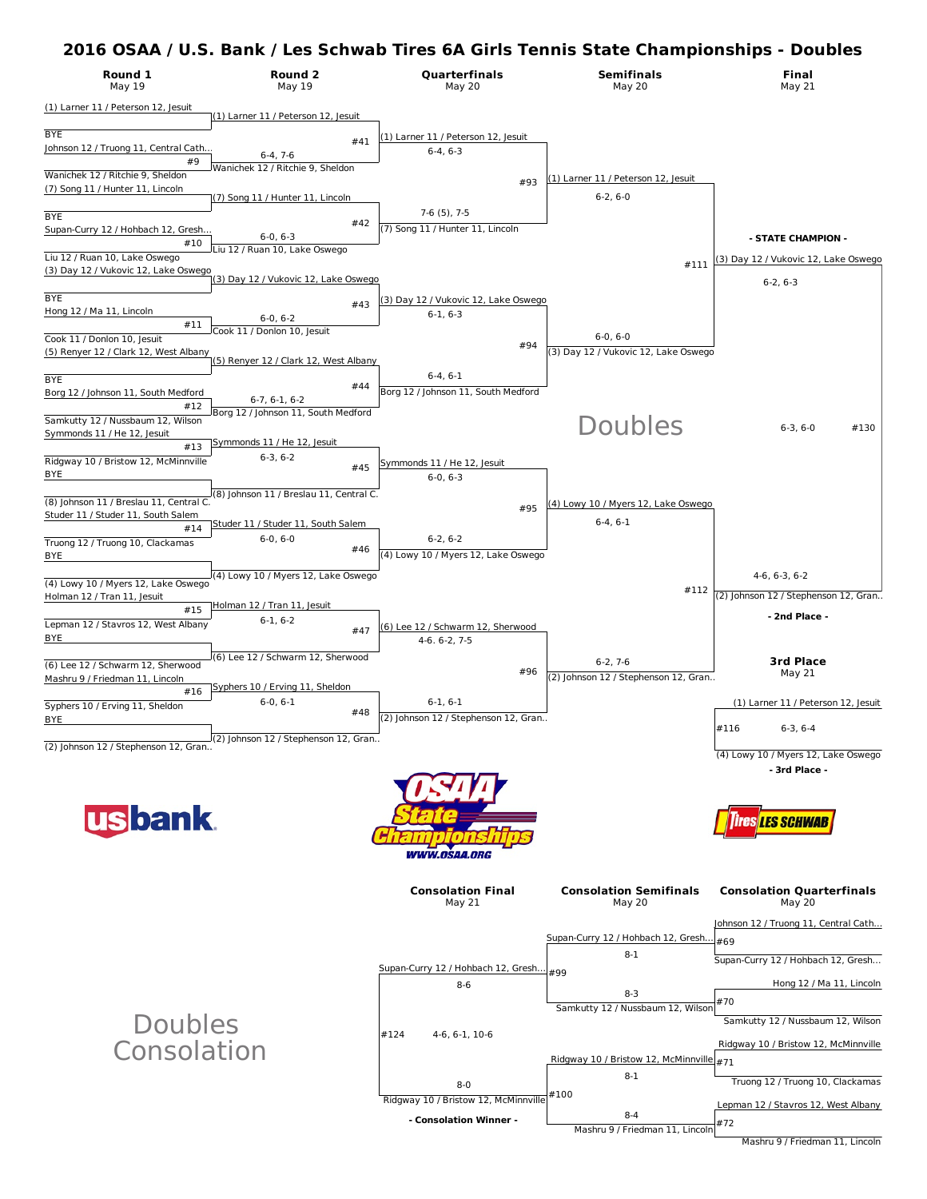# 2016 OSAA / U.S. Bank / Les Schwab Tires 6A Girls Tennis State Championships - Doubles

## Round 1 (May 19)

| Match | Player 1 | Player 2 |
|---|---|---|
| | (1) Larner 11 / Peterson 12, Jesuit | BYE |
| #9 | Johnson 12 / Truong 11, Central Cath... | Wanichek 12 / Ritchie 9, Sheldon |
| | (7) Song 11 / Hunter 11, Lincoln | BYE |
| #10 | Supan-Curry 12 / Hohbach 12, Gresh... | Liu 12 / Ruan 10, Lake Oswego |
| | (3) Day 12 / Vukovic 12, Lake Oswego | BYE |
| #11 | Hong 12 / Ma 11, Lincoln | Cook 11 / Donlon 10, Jesuit |
| | (5) Renyer 12 / Clark 12, West Albany | BYE |
| #12 | Borg 12 / Johnson 11, South Medford | Samkutty 12 / Nussbaum 12, Wilson |
| #13 | Symmonds 11 / He 12, Jesuit | Ridgway 10 / Bristow 12, McMinnville |
| | BYE | (8) Johnson 11 / Breslau 11, Central C. |
| #14 | Studer 11 / Studer 11, South Salem | Truong 12 / Truong 10, Clackamas |
| | BYE | (4) Lowy 10 / Myers 12, Lake Oswego |
| #15 | Holman 12 / Tran 11, Jesuit | Lepman 12 / Stavros 12, West Albany |
| | BYE | (6) Lee 12 / Schwarm 12, Sherwood |
| #16 | Mashru 9 / Friedman 11, Lincoln | Syphers 10 / Erving 11, Sheldon |
| | BYE | (2) Johnson 12 / Stephenson 12, Gran.. |

## Round 2 (May 19)

| Match | Winner | Score |
|---|---|---|
| #41 | (1) Larner 11 / Peterson 12, Jesuit def. Wanichek 12 / Ritchie 9, Sheldon | 6-4, 7-6 |
| #42 | (7) Song 11 / Hunter 11, Lincoln def. Liu 12 / Ruan 10, Lake Oswego | 6-0, 6-3 |
| #43 | (3) Day 12 / Vukovic 12, Lake Oswego def. Cook 11 / Donlon 10, Jesuit | 6-0, 6-2 |
| #44 | (5) Renyer 12 / Clark 12, West Albany vs. Borg 12 / Johnson 11, South Medford | 6-7, 6-1, 6-2 |
| #45 | Symmonds 11 / He 12, Jesuit vs. (8) Johnson 11 / Breslau 11, Central C. | 6-3, 6-2 |
| #46 | Studer 11 / Studer 11, South Salem vs. (4) Lowy 10 / Myers 12, Lake Oswego | 6-0, 6-0 |
| #47 | Holman 12 / Tran 11, Jesuit vs. (6) Lee 12 / Schwarm 12, Sherwood | 6-1, 6-2 |
| #48 | Syphers 10 / Erving 11, Sheldon vs. (2) Johnson 12 / Stephenson 12, Gran.. | 6-0, 6-1 |

## Quarterfinals (May 20)

| Match | Players | Score |
|---|---|---|
| #93 | (1) Larner 11 / Peterson 12, Jesuit vs. (7) Song 11 / Hunter 11, Lincoln | 6-4, 6-3 / 7-6 (5), 7-5 |
| #94 | (3) Day 12 / Vukovic 12, Lake Oswego vs. Borg 12 / Johnson 11, South Medford | 6-1, 6-3 / 6-4, 6-1 |
| #95 | Symmonds 11 / He 12, Jesuit vs. (4) Lowy 10 / Myers 12, Lake Oswego | 6-0, 6-3 / 6-2, 6-2 |
| #96 | (6) Lee 12 / Schwarm 12, Sherwood vs. (2) Johnson 12 / Stephenson 12, Gran.. | 4-6. 6-2, 7-5 / 6-1, 6-1 |

## Semifinals (May 20)

| Match | Players | Score |
|---|---|---|
| #111 | (1) Larner 11 / Peterson 12, Jesuit vs. (3) Day 12 / Vukovic 12, Lake Oswego | 6-2, 6-0 / 6-0, 6-0 |
| #112 | (4) Lowy 10 / Myers 12, Lake Oswego vs. (2) Johnson 12 / Stephenson 12, Gran.. | 6-4, 6-1 / 6-2, 7-6 |

## Final (May 21)

| Match | Players | Score |
|---|---|---|
| #130 | (3) Day 12 / Vukovic 12, Lake Oswego vs. (2) Johnson 12 / Stephenson 12, Gran.. | 6-2, 6-3 / 6-3, 6-0 / 4-6, 6-3, 6-2 |

- STATE CHAMPION - (3) Day 12 / Vukovic 12, Lake Oswego

- 2nd Place - (2) Johnson 12 / Stephenson 12, Gran..

## 3rd Place (May 21)

#116 (1) Larner 11 / Peterson 12, Jesuit vs. (4) Lowy 10 / Myers 12, Lake Oswego — 6-3, 6-4

- 3rd Place - (4) Lowy 10 / Myers 12, Lake Oswego

Doubles

# Doubles Consolation

## Consolation Quarterfinals (May 20)

| Match | Player 1 | Player 2 |
|---|---|---|
| #69 | Johnson 12 / Truong 11, Central Cath... | Supan-Curry 12 / Hohbach 12, Gresh... |
| #70 | Hong 12 / Ma 11, Lincoln | Samkutty 12 / Nussbaum 12, Wilson |
| #71 | Ridgway 10 / Bristow 12, McMinnville | Truong 12 / Truong 10, Clackamas |
| #72 | Lepman 12 / Stavros 12, West Albany | Mashru 9 / Friedman 11, Lincoln |

## Consolation Semifinals (May 20)

| Match | Players | Score |
|---|---|---|
| #99 | Supan-Curry 12 / Hohbach 12, Gresh... vs. Samkutty 12 / Nussbaum 12, Wilson | 8-1 / 8-3 |
| #100 | Ridgway 10 / Bristow 12, McMinnville vs. Mashru 9 / Friedman 11, Lincoln | 8-1 / 8-4 |

## Consolation Final (May 21)

#124 Supan-Curry 12 / Hohbach 12, Gresh... vs. Ridgway 10 / Bristow 12, McMinnville — 8-6 / 4-6, 6-1, 10-6 / 8-0

- Consolation Winner - Ridgway 10 / Bristow 12, McMinnville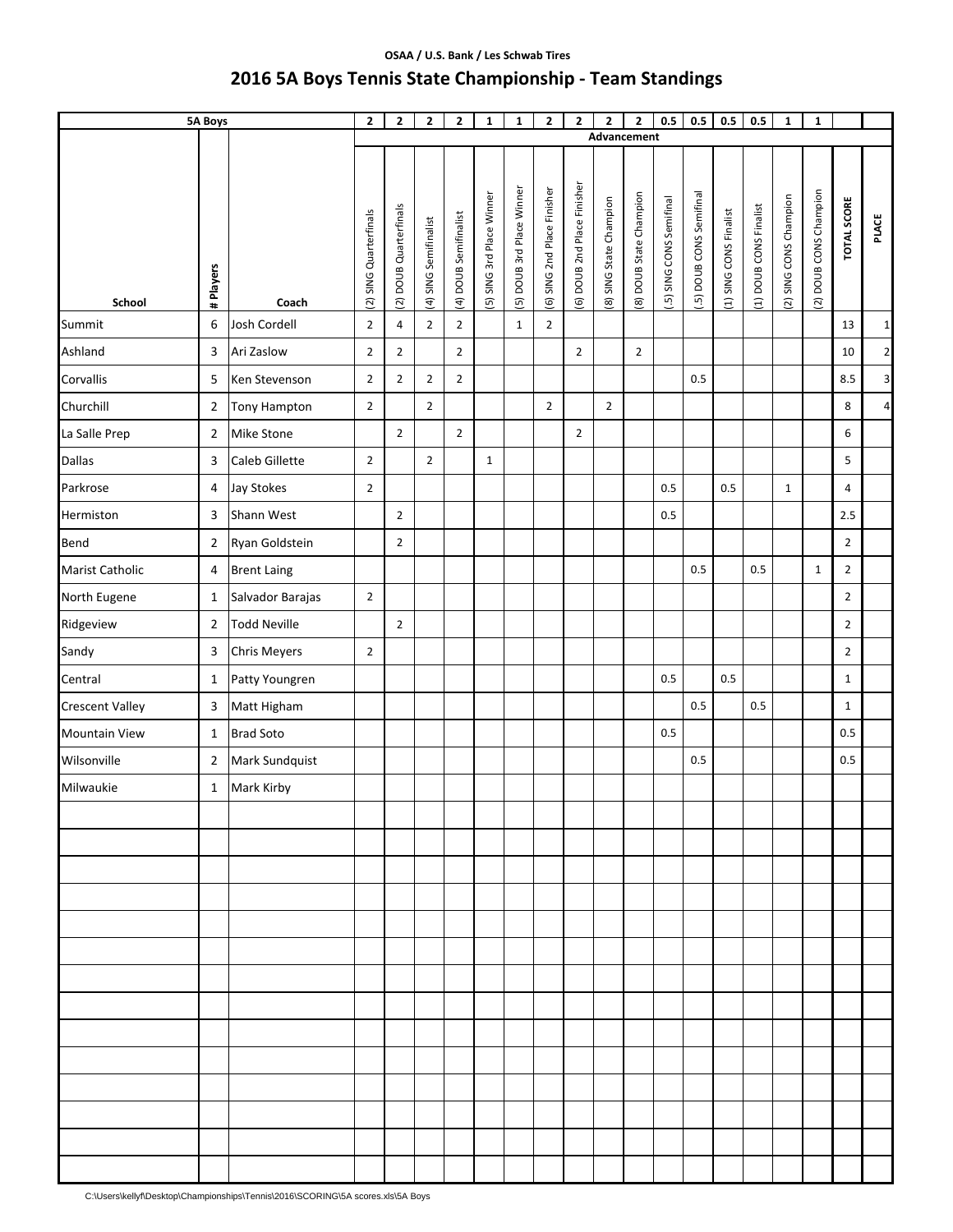OSAA / U.S. Bank / Les Schwab Tires

# 2016 5A Boys Tennis State Championship - Team Standings

| 5A Boys | | | 2 | 2 | 2 | 2 | 1 | 1 | 2 | 2 | 2 | 2 | 0.5 | 0.5 | 0.5 | 0.5 | 1 | 1 | | |
|---|---|---|---|---|---|---|---|---|---|---|---|---|---|---|---|---|---|---|---|---|
| | | | Advancement | | | | | | | | | | | | | | | | | |
| School | # Players | Coach | (2) SING Quarterfinals | (2) DOUB Quarterfinals | (4) SING Semifinalist | (4) DOUB Semifinalist | (5) SING 3rd Place Winner | (5) DOUB 3rd Place Winner | (6) SING 2nd Place Finisher | (6) DOUB 2nd Place Finisher | (8) SING State Champion | (8) DOUB State Champion | (.5) SING CONS Semifinal | (.5) DOUB CONS Semifinal | (1) SING CONS Finalist | (1) DOUB CONS Finalist | (2) SING CONS Champion | (2) DOUB CONS Champion | TOTAL SCORE | PLACE |
| Summit | 6 | Josh Cordell | 2 | 4 | 2 | 2 | | 1 | 2 | | | | | | | | | | 13 | 1 |
| Ashland | 3 | Ari Zaslow | 2 | 2 | | 2 | | | | 2 | | 2 | | | | | | | 10 | 2 |
| Corvallis | 5 | Ken Stevenson | 2 | 2 | 2 | 2 | | | | | | | | 0.5 | | | | | 8.5 | 3 |
| Churchill | 2 | Tony Hampton | 2 | | 2 | | | | 2 | | 2 | | | | | | | | 8 | 4 |
| La Salle Prep | 2 | Mike Stone | | 2 | | 2 | | | | 2 | | | | | | | | | 6 | |
| Dallas | 3 | Caleb Gillette | 2 | | 2 | | 1 | | | | | | | | | | | | 5 | |
| Parkrose | 4 | Jay Stokes | 2 | | | | | | | | | | 0.5 | | 0.5 | | 1 | | 4 | |
| Hermiston | 3 | Shann West | | 2 | | | | | | | | | 0.5 | | | | | | 2.5 | |
| Bend | 2 | Ryan Goldstein | | 2 | | | | | | | | | | | | | | | 2 | |
| Marist Catholic | 4 | Brent Laing | | | | | | | | | | | | 0.5 | | 0.5 | | 1 | 2 | |
| North Eugene | 1 | Salvador Barajas | 2 | | | | | | | | | | | | | | | | 2 | |
| Ridgeview | 2 | Todd Neville | | 2 | | | | | | | | | | | | | | | 2 | |
| Sandy | 3 | Chris Meyers | 2 | | | | | | | | | | | | | | | | 2 | |
| Central | 1 | Patty Youngren | | | | | | | | | | | 0.5 | | 0.5 | | | | 1 | |
| Crescent Valley | 3 | Matt Higham | | | | | | | | | | | | 0.5 | | 0.5 | | | 1 | |
| Mountain View | 1 | Brad Soto | | | | | | | | | | | 0.5 | | | | | | 0.5 | |
| Wilsonville | 2 | Mark Sundquist | | | | | | | | | | | | 0.5 | | | | | 0.5 | |
| Milwaukie | 1 | Mark Kirby | | | | | | | | | | | | | | | | | | |

C:\Users\kellyf\Desktop\Championships\Tennis\2016\SCORING\5A scores.xls\5A Boys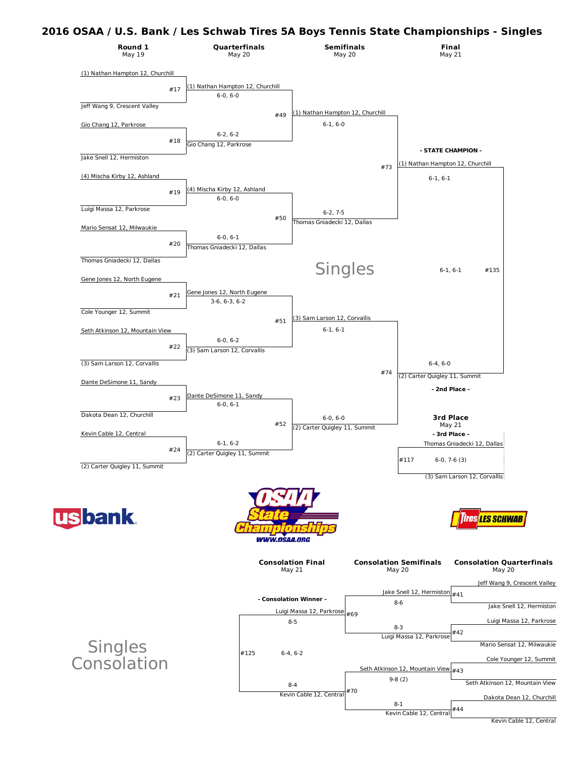# 2016 OSAA / U.S. Bank / Les Schwab Tires 5A Boys Tennis State Championships - Singles

## Singles

**Round 1** — May 19

**Quarterfinals** — May 20

**Semifinals** — May 20

**Final** — May 21

### Round 1 (May 19)

| Match | Player | Player |
|---|---|---|
| #17 | (1) Nathan Hampton 12, Churchill | Jeff Wang 9, Crescent Valley |
| #18 | Gio Chang 12, Parkrose | Jake Snell 12, Hermiston |
| #19 | (4) Mischa Kirby 12, Ashland | Luigi Massa 12, Parkrose |
| #20 | Mario Sensat 12, Milwaukie | Thomas Gniadecki 12, Dallas |
| #21 | Gene Jones 12, North Eugene | Cole Younger 12, Summit |
| #22 | Seth Atkinson 12, Mountain View | (3) Sam Larson 12, Corvallis |
| #23 | Dante DeSimone 11, Sandy | Dakota Dean 12, Churchill |
| #24 | Kevin Cable 12, Central | (2) Carter Quigley 11, Summit |

### Quarterfinals (May 20)

| Match | Winner | Score |
|---|---|---|
| #17 | (1) Nathan Hampton 12, Churchill | 6-0, 6-0 |
| #18 | Gio Chang 12, Parkrose | 6-2, 6-2 |
| #19 | (4) Mischa Kirby 12, Ashland | 6-0, 6-0 |
| #20 | Thomas Gniadecki 12, Dallas | 6-0, 6-1 |
| #21 | Gene Jones 12, North Eugene | 3-6, 6-3, 6-2 |
| #22 | (3) Sam Larson 12, Corvallis | 6-0, 6-2 |
| #23 | Dante DeSimone 11, Sandy | 6-0, 6-1 |
| #24 | (2) Carter Quigley 11, Summit | 6-1, 6-2 |

### Semifinals (May 20)

| Match | Winner | Score |
|---|---|---|
| #49 | (1) Nathan Hampton 12, Churchill | 6-1, 6-0 |
| #50 | Thomas Gniadecki 12, Dallas | 6-2, 7-5 |
| #51 | (3) Sam Larson 12, Corvallis | 6-1, 6-1 |
| #52 | (2) Carter Quigley 11, Summit | 6-0, 6-0 |

### Final (May 21)

| Match | Winner | Score |
|---|---|---|
| #73 | (1) Nathan Hampton 12, Churchill | 6-1, 6-1 |
| #74 | (2) Carter Quigley 11, Summit | 6-4, 6-0 |
| #135 | (1) Nathan Hampton 12, Churchill | 6-1, 6-1 |

**- STATE CHAMPION -** (1) Nathan Hampton 12, Churchill

**- 2nd Place -** (2) Carter Quigley 11, Summit

### 3rd Place (May 21)

#117: Thomas Gniadecki 12, Dallas vs. (3) Sam Larson 12, Corvallis — 6-0, 7-6 (3)

**- 3rd Place -** Thomas Gniadecki 12, Dallas

## Singles Consolation

**Consolation Final** — May 21

**Consolation Semifinals** — May 20

**Consolation Quarterfinals** — May 20

### Consolation Quarterfinals (May 20)

| Match | Player | Player | Winner | Score |
|---|---|---|---|---|
| #41 | Jeff Wang 9, Crescent Valley | Jake Snell 12, Hermiston | Jake Snell 12, Hermiston | 8-6 |
| #42 | Luigi Massa 12, Parkrose | Mario Sensat 12, Milwaukie | Luigi Massa 12, Parkrose | 8-3 |
| #43 | Cole Younger 12, Summit | Seth Atkinson 12, Mountain View | Seth Atkinson 12, Mountain View | 9-8 (2) |
| #44 | Dakota Dean 12, Churchill | Kevin Cable 12, Central | Kevin Cable 12, Central | 8-1 |

### Consolation Semifinals (May 20)

| Match | Winner | Score |
|---|---|---|
| #69 | Luigi Massa 12, Parkrose | 8-5 |
| #70 | Kevin Cable 12, Central | 8-4 |

### Consolation Final (May 21)

#125: Luigi Massa 12, Parkrose vs. Kevin Cable 12, Central — 6-4, 6-2

**- Consolation Winner -** Luigi Massa 12, Parkrose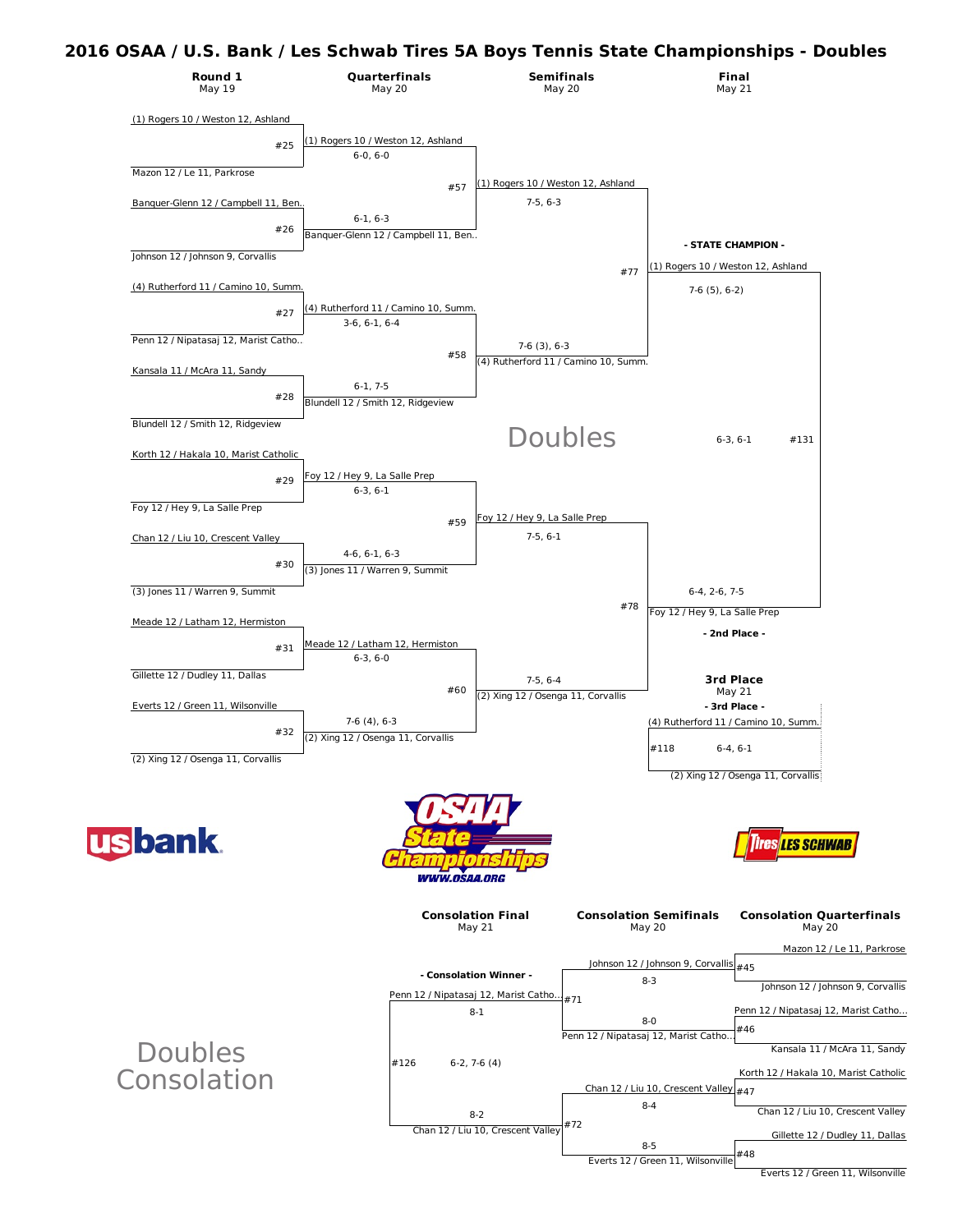# 2016 OSAA / U.S. Bank / Les Schwab Tires 5A Boys Tennis State Championships - Doubles

## Doubles

### Round 1 (May 19)

| Match | Team 1 | Team 2 |
|---|---|---|
| #25 | (1) Rogers 10 / Weston 12, Ashland | Mazon 12 / Le 11, Parkrose |
| #26 | Banquer-Glenn 12 / Campbell 11, Ben.. | Johnson 12 / Johnson 9, Corvallis |
| #27 | (4) Rutherford 11 / Camino 10, Summ. | Penn 12 / Nipatasaj 12, Marist Catho.. |
| #28 | Kansala 11 / McAra 11, Sandy | Blundell 12 / Smith 12, Ridgeview |
| #29 | Korth 12 / Hakala 10, Marist Catholic | Foy 12 / Hey 9, La Salle Prep |
| #30 | Chan 12 / Liu 10, Crescent Valley | (3) Jones 11 / Warren 9, Summit |
| #31 | Meade 12 / Latham 12, Hermiston | Gillette 12 / Dudley 11, Dallas |
| #32 | Everts 12 / Green 11, Wilsonville | (2) Xing 12 / Osenga 11, Corvallis |

### Quarterfinals (May 20)

| Match | Winner | Score |
|---|---|---|
| #25 | (1) Rogers 10 / Weston 12, Ashland | 6-0, 6-0 |
| #26 | Banquer-Glenn 12 / Campbell 11, Ben.. | 6-1, 6-3 |
| #27 | (4) Rutherford 11 / Camino 10, Summ. | 3-6, 6-1, 6-4 |
| #28 | Blundell 12 / Smith 12, Ridgeview | 6-1, 7-5 |
| #29 | Foy 12 / Hey 9, La Salle Prep | 6-3, 6-1 |
| #30 | (3) Jones 11 / Warren 9, Summit | 4-6, 6-1, 6-3 |
| #31 | Meade 12 / Latham 12, Hermiston | 6-3, 6-0 |
| #32 | (2) Xing 12 / Osenga 11, Corvallis | 7-6 (4), 6-3 |

### Semifinals (May 20)

| Match | Winner | Score |
|---|---|---|
| #57 | (1) Rogers 10 / Weston 12, Ashland | 7-5, 6-3 |
| #58 | (4) Rutherford 11 / Camino 10, Summ. | 7-6 (3), 6-3 |
| #59 | Foy 12 / Hey 9, La Salle Prep | 7-5, 6-1 |
| #60 | (2) Xing 12 / Osenga 11, Corvallis | 7-5, 6-4 |

### Final (May 21)

| Match | Winner | Score |
|---|---|---|
| #77 | (1) Rogers 10 / Weston 12, Ashland | 7-6 (5), 6-2 |
| #78 | Foy 12 / Hey 9, La Salle Prep | 6-4, 2-6, 7-5 |
| #131 | (1) Rogers 10 / Weston 12, Ashland | 6-3, 6-1 |

**- STATE CHAMPION -** (1) Rogers 10 / Weston 12, Ashland

**- 2nd Place -** Foy 12 / Hey 9, La Salle Prep

### 3rd Place (May 21)

| Match | Team 1 | Team 2 | Score |
|---|---|---|---|
| #118 | (4) Rutherford 11 / Camino 10, Summ. | (2) Xing 12 / Osenga 11, Corvallis | 6-4, 6-1 |

**- 3rd Place -** (4) Rutherford 11 / Camino 10, Summ.

## Doubles Consolation

### Consolation Quarterfinals (May 20)

| Match | Team 1 | Team 2 |
|---|---|---|
| #45 | Mazon 12 / Le 11, Parkrose | Johnson 12 / Johnson 9, Corvallis |
| #46 | Penn 12 / Nipatasaj 12, Marist Catho... | Kansala 11 / McAra 11, Sandy |
| #47 | Korth 12 / Hakala 10, Marist Catholic | Chan 12 / Liu 10, Crescent Valley |
| #48 | Gillette 12 / Dudley 11, Dallas | Everts 12 / Green 11, Wilsonville |

### Consolation Semifinals (May 20)

| Match | Winner | Score |
|---|---|---|
| #45 | Johnson 12 / Johnson 9, Corvallis | 8-3 |
| #46 | Penn 12 / Nipatasaj 12, Marist Catho... | 8-0 |
| #47 | Chan 12 / Liu 10, Crescent Valley | 8-4 |
| #48 | Everts 12 / Green 11, Wilsonville | 8-5 |

### Consolation Final (May 21)

| Match | Winner | Score |
|---|---|---|
| #71 | Penn 12 / Nipatasaj 12, Marist Catho... | 8-1 |
| #72 | Chan 12 / Liu 10, Crescent Valley | 8-2 |
| #126 | Penn 12 / Nipatasaj 12, Marist Catho... | 6-2, 7-6 (4) |

**- Consolation Winner -** Penn 12 / Nipatasaj 12, Marist Catho...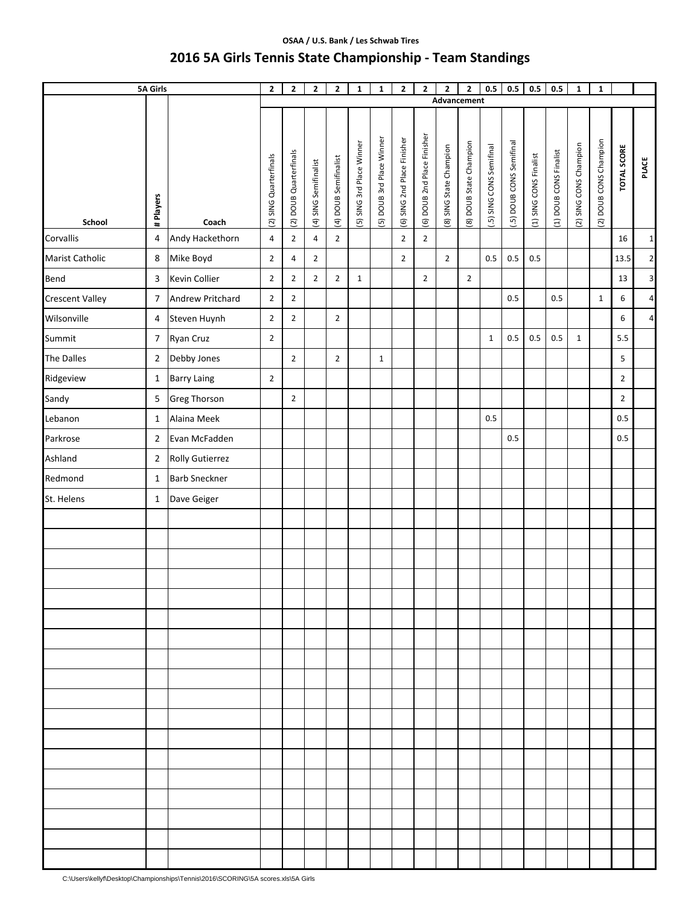**OSAA / U.S. Bank / Les Schwab Tires**

# 2016 5A Girls Tennis State Championship - Team Standings

| 5A Girls | | | 2 | 2 | 2 | 2 | 1 | 1 | 2 | 2 | 2 | 2 | 0.5 | 0.5 | 0.5 | 0.5 | 1 | 1 | | |
|---|---|---|---|---|---|---|---|---|---|---|---|---|---|---|---|---|---|---|---|---|
| | | | Advancement | | | | | | | | | | | | | | | | | |
| School | # Players | Coach | (2) SING Quarterfinals | (2) DOUB Quarterfinals | (4) SING Semifinalist | (4) DOUB Semifinalist | (5) SING 3rd Place Winner | (5) DOUB 3rd Place Winner | (6) SING 2nd Place Finisher | (6) DOUB 2nd Place Finisher | (8) SING State Champion | (8) DOUB State Champion | (.5) SING CONS Semifinal | (.5) DOUB CONS Semifinal | (1) SING CONS Finalist | (1) DOUB CONS Finalist | (2) SING CONS Champion | (2) DOUB CONS Champion | TOTAL SCORE | PLACE |
| Corvallis | 4 | Andy Hackethorn | 4 | 2 | 4 | 2 | | | 2 | 2 | | | | | | | | | 16 | 1 |
| Marist Catholic | 8 | Mike Boyd | 2 | 4 | 2 | | | | 2 | | 2 | | 0.5 | 0.5 | 0.5 | | | | 13.5 | 2 |
| Bend | 3 | Kevin Collier | 2 | 2 | 2 | 2 | 1 | | | 2 | | 2 | | | | | | | 13 | 3 |
| Crescent Valley | 7 | Andrew Pritchard | 2 | 2 | | | | | | | | | | 0.5 | | 0.5 | | 1 | 6 | 4 |
| Wilsonville | 4 | Steven Huynh | 2 | 2 | | 2 | | | | | | | | | | | | | 6 | 4 |
| Summit | 7 | Ryan Cruz | 2 | | | | | | | | | | 1 | 0.5 | 0.5 | 0.5 | 1 | | 5.5 | |
| The Dalles | 2 | Debby Jones | | 2 | | 2 | | 1 | | | | | | | | | | | 5 | |
| Ridgeview | 1 | Barry Laing | 2 | | | | | | | | | | | | | | | | 2 | |
| Sandy | 5 | Greg Thorson | | 2 | | | | | | | | | | | | | | | 2 | |
| Lebanon | 1 | Alaina Meek | | | | | | | | | | | 0.5 | | | | | | 0.5 | |
| Parkrose | 2 | Evan McFadden | | | | | | | | | | | | 0.5 | | | | | 0.5 | |
| Ashland | 2 | Rolly Gutierrez | | | | | | | | | | | | | | | | | | |
| Redmond | 1 | Barb Sneckner | | | | | | | | | | | | | | | | | | |
| St. Helens | 1 | Dave Geiger | | | | | | | | | | | | | | | | | | |

C:\Users\kellyf\Desktop\Championships\Tennis\2016\SCORING\5A scores.xls\5A Girls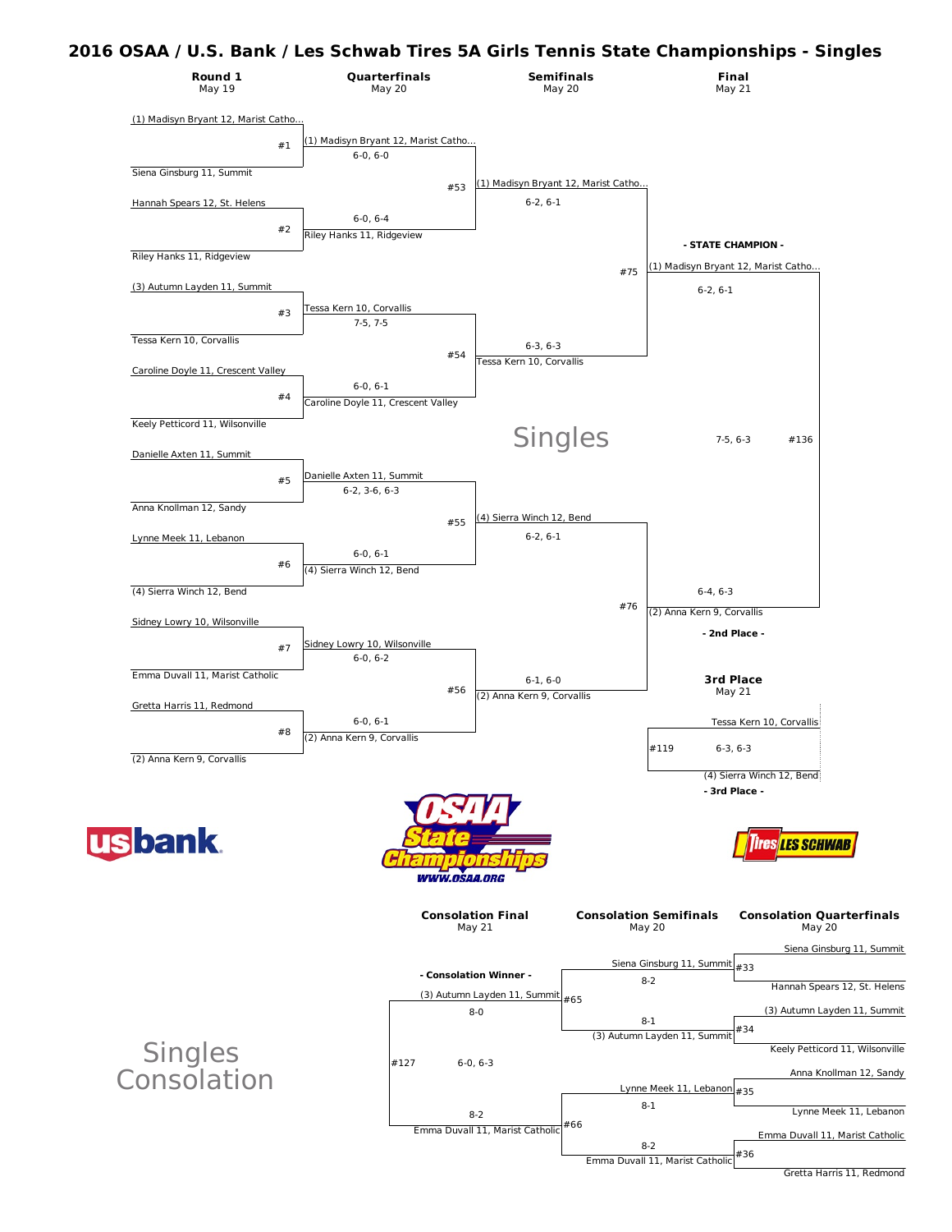# 2016 OSAA / U.S. Bank / Les Schwab Tires 5A Girls Tennis State Championships - Singles

## Singles

### Round 1 (May 19)

| Match | Player 1 | Player 2 |
|---|---|---|
| #1 | (1) Madisyn Bryant 12, Marist Catho... | Siena Ginsburg 11, Summit |
| #2 | Hannah Spears 12, St. Helens | Riley Hanks 11, Ridgeview |
| #3 | (3) Autumn Layden 11, Summit | Tessa Kern 10, Corvallis |
| #4 | Caroline Doyle 11, Crescent Valley | Keely Petticord 11, Wilsonville |
| #5 | Danielle Axten 11, Summit | Anna Knollman 12, Sandy |
| #6 | Lynne Meek 11, Lebanon | (4) Sierra Winch 12, Bend |
| #7 | Sidney Lowry 10, Wilsonville | Emma Duvall 11, Marist Catholic |
| #8 | Gretta Harris 11, Redmond | (2) Anna Kern 9, Corvallis |

### Quarterfinals (May 20)

| Match | Winner | Score |
|---|---|---|
| #1 | (1) Madisyn Bryant 12, Marist Catho... | 6-0, 6-0 |
| #2 | Riley Hanks 11, Ridgeview | 6-0, 6-4 |
| #3 | Tessa Kern 10, Corvallis | 7-5, 7-5 |
| #4 | Caroline Doyle 11, Crescent Valley | 6-0, 6-1 |
| #5 | Danielle Axten 11, Summit | 6-2, 3-6, 6-3 |
| #6 | (4) Sierra Winch 12, Bend | 6-0, 6-1 |
| #7 | Sidney Lowry 10, Wilsonville | 6-0, 6-2 |
| #8 | (2) Anna Kern 9, Corvallis | 6-0, 6-1 |

### Semifinals (May 20)

| Match | Winner | Score |
|---|---|---|
| #53 | (1) Madisyn Bryant 12, Marist Catho... | 6-2, 6-1 |
| #54 | Tessa Kern 10, Corvallis | 6-3, 6-3 |
| #55 | (4) Sierra Winch 12, Bend | 6-2, 6-1 |
| #56 | (2) Anna Kern 9, Corvallis | 6-1, 6-0 |

### Final (May 21)

| Match | Winner | Score |
|---|---|---|
| #75 | (1) Madisyn Bryant 12, Marist Catho... | 6-2, 6-1 |
| #76 | (2) Anna Kern 9, Corvallis | 6-4, 6-3 |
| #136 | (1) Madisyn Bryant 12, Marist Catho... | 7-5, 6-3 |

**- STATE CHAMPION -** (1) Madisyn Bryant 12, Marist Catho...

**- 2nd Place -** (2) Anna Kern 9, Corvallis

### 3rd Place (May 21)

| Match | Player 1 | Player 2 | Score |
|---|---|---|---|
| #119 | Tessa Kern 10, Corvallis | (4) Sierra Winch 12, Bend | 6-3, 6-3 |

**- 3rd Place -** (4) Sierra Winch 12, Bend

## Singles Consolation

### Consolation Quarterfinals (May 20)

| Match | Player 1 | Player 2 |
|---|---|---|
| #33 | Siena Ginsburg 11, Summit | Hannah Spears 12, St. Helens |
| #34 | (3) Autumn Layden 11, Summit | Keely Petticord 11, Wilsonville |
| #35 | Anna Knollman 12, Sandy | Lynne Meek 11, Lebanon |
| #36 | Emma Duvall 11, Marist Catholic | Gretta Harris 11, Redmond |

### Consolation Semifinals (May 20)

| Match | Winner | Score |
|---|---|---|
| #33 | Siena Ginsburg 11, Summit | 8-2 |
| #34 | (3) Autumn Layden 11, Summit | 8-1 |
| #35 | Lynne Meek 11, Lebanon | 8-1 |
| #36 | Emma Duvall 11, Marist Catholic | 8-2 |

### Consolation Final (May 21)

| Match | Winner | Score |
|---|---|---|
| #65 | (3) Autumn Layden 11, Summit | 8-0 |
| #66 | Emma Duvall 11, Marist Catholic | 8-2 |
| #127 | (3) Autumn Layden 11, Summit | 6-0, 6-3 |

**- Consolation Winner -** (3) Autumn Layden 11, Summit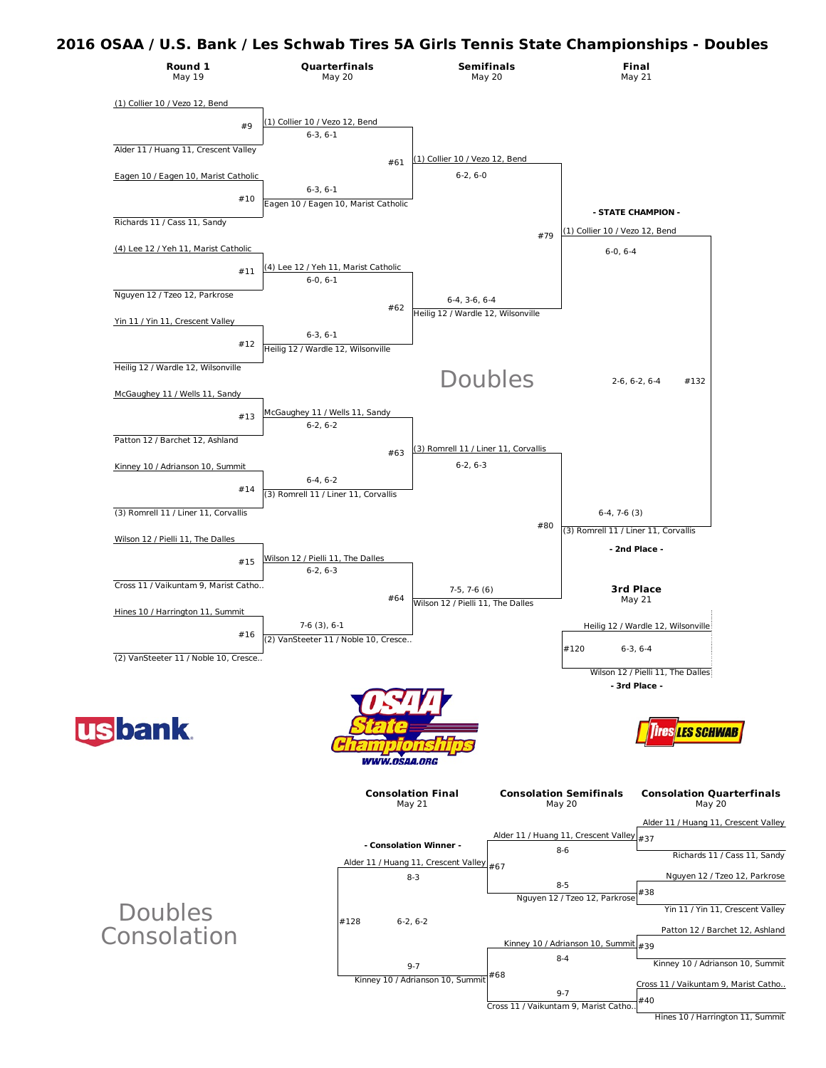# 2016 OSAA / U.S. Bank / Les Schwab Tires 5A Girls Tennis State Championships - Doubles

## Doubles

### Round 1 (May 19)

| Match | Team 1 | Team 2 | Winner | Score |
|---|---|---|---|---|
| #9 | (1) Collier 10 / Vezo 12, Bend | Alder 11 / Huang 11, Crescent Valley | (1) Collier 10 / Vezo 12, Bend | 6-3, 6-1 |
| #10 | Eagen 10 / Eagen 10, Marist Catholic | Richards 11 / Cass 11, Sandy | Eagen 10 / Eagen 10, Marist Catholic | 6-3, 6-1 |
| #11 | (4) Lee 12 / Yeh 11, Marist Catholic | Nguyen 12 / Tzeo 12, Parkrose | (4) Lee 12 / Yeh 11, Marist Catholic | 6-0, 6-1 |
| #12 | Yin 11 / Yin 11, Crescent Valley | Heilig 12 / Wardle 12, Wilsonville | Heilig 12 / Wardle 12, Wilsonville | 6-3, 6-1 |
| #13 | McGaughey 11 / Wells 11, Sandy | Patton 12 / Barchet 12, Ashland | McGaughey 11 / Wells 11, Sandy | 6-2, 6-2 |
| #14 | Kinney 10 / Adrianson 10, Summit | (3) Romrell 11 / Liner 11, Corvallis | (3) Romrell 11 / Liner 11, Corvallis | 6-4, 6-2 |
| #15 | Wilson 12 / Pielli 11, The Dalles | Cross 11 / Vaikuntam 9, Marist Catho.. | Wilson 12 / Pielli 11, The Dalles | 6-2, 6-3 |
| #16 | Hines 10 / Harrington 11, Summit | (2) VanSteeter 11 / Noble 10, Cresce.. | (2) VanSteeter 11 / Noble 10, Cresce.. | 7-6 (3), 6-1 |

### Quarterfinals (May 20)

| Match | Winner | Score |
|---|---|---|
| #61 | (1) Collier 10 / Vezo 12, Bend | 6-2, 6-0 |
| #62 | Heilig 12 / Wardle 12, Wilsonville | 6-4, 3-6, 6-4 |
| #63 | (3) Romrell 11 / Liner 11, Corvallis | 6-2, 6-3 |
| #64 | Wilson 12 / Pielli 11, The Dalles | 7-5, 7-6 (6) |

### Semifinals (May 20)

| Match | Winner | Score |
|---|---|---|
| #79 | (1) Collier 10 / Vezo 12, Bend | 6-0, 6-4 |
| #80 | (3) Romrell 11 / Liner 11, Corvallis | 6-4, 7-6 (3) |

### Final (May 21)

#132: 2-6, 6-2, 6-4

- STATE CHAMPION - (1) Collier 10 / Vezo 12, Bend

- 2nd Place - (3) Romrell 11 / Liner 11, Corvallis

### 3rd Place (May 21)

#120: Heilig 12 / Wardle 12, Wilsonville vs. Wilson 12 / Pielli 11, The Dalles — 6-3, 6-4

- 3rd Place - Heilig 12 / Wardle 12, Wilsonville

## Doubles Consolation

### Consolation Quarterfinals (May 20)

| Match | Team 1 | Team 2 | Winner | Score |
|---|---|---|---|---|
| #37 | Alder 11 / Huang 11, Crescent Valley | Richards 11 / Cass 11, Sandy | Alder 11 / Huang 11, Crescent Valley | 8-6 |
| #38 | Nguyen 12 / Tzeo 12, Parkrose | Yin 11 / Yin 11, Crescent Valley | Nguyen 12 / Tzeo 12, Parkrose | 8-5 |
| #39 | Patton 12 / Barchet 12, Ashland | Kinney 10 / Adrianson 10, Summit | Kinney 10 / Adrianson 10, Summit | 8-4 |
| #40 | Cross 11 / Vaikuntam 9, Marist Catho.. | Hines 10 / Harrington 11, Summit | Cross 11 / Vaikuntam 9, Marist Catho.. | 9-7 |

### Consolation Semifinals (May 20)

| Match | Winner | Score |
|---|---|---|
| #67 | Alder 11 / Huang 11, Crescent Valley | 8-3 |
| #68 | Kinney 10 / Adrianson 10, Summit | 9-7 |

### Consolation Final (May 21)

#128: 6-2, 6-2

- Consolation Winner - Alder 11 / Huang 11, Crescent Valley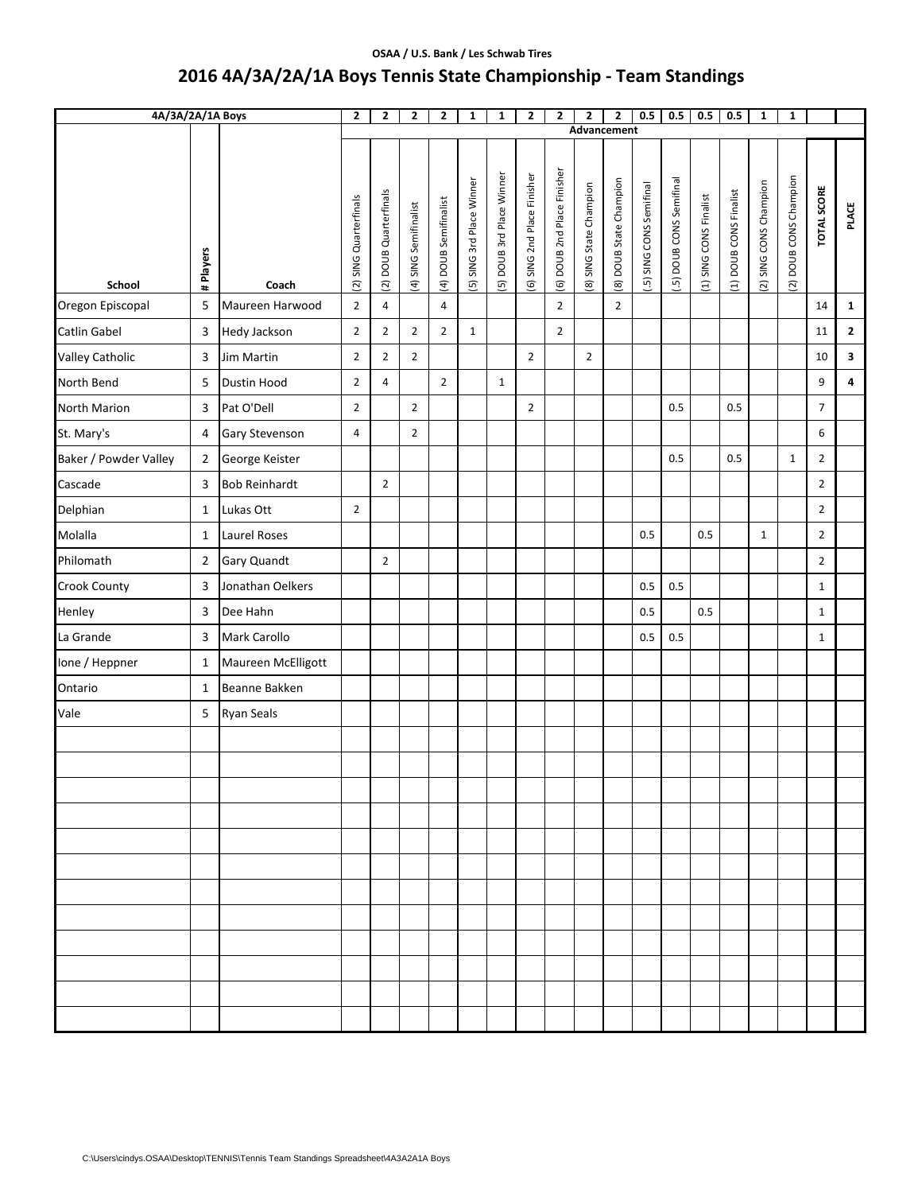OSAA / U.S. Bank / Les Schwab Tires

# 2016 4A/3A/2A/1A Boys Tennis State Championship - Team Standings

| 4A/3A/2A/1A Boys | | | 2 | 2 | 2 | 2 | 1 | 1 | 2 | 2 | 2 | 2 | 0.5 | 0.5 | 0.5 | 0.5 | 1 | 1 | | |
|---|---|---|---|---|---|---|---|---|---|---|---|---|---|---|---|---|---|---|---|---|
| | | | Advancement | | | | | | | | | | | | | | | | | |
| School | # Players | Coach | (2) SING Quarterfinals | (2) DOUB Quarterfinals | (4) SING Semifinalist | (4) DOUB Semifinalist | (5) SING 3rd Place Winner | (5) DOUB 3rd Place Winner | (6) SING 2nd Place Finisher | (6) DOUB 2nd Place Finisher | (8) SING State Champion | (8) DOUB State Champion | (.5) SING CONS Semifinal | (.5) DOUB CONS Semifinal | (1) SING CONS Finalist | (1) DOUB CONS Finalist | (2) SING CONS Champion | (2) DOUB CONS Champion | TOTAL SCORE | PLACE |
| Oregon Episcopal | 5 | Maureen Harwood | 2 | 4 | | 4 | | | | 2 | | 2 | | | | | | | 14 | 1 |
| Catlin Gabel | 3 | Hedy Jackson | 2 | 2 | 2 | 2 | 1 | | | 2 | | | | | | | | | 11 | 2 |
| Valley Catholic | 3 | Jim Martin | 2 | 2 | 2 | | | | 2 | | 2 | | | | | | | | 10 | 3 |
| North Bend | 5 | Dustin Hood | 2 | 4 | | 2 | | 1 | | | | | | | | | | | 9 | 4 |
| North Marion | 3 | Pat O'Dell | 2 | | 2 | | | | 2 | | | | | 0.5 | | 0.5 | | | 7 | |
| St. Mary's | 4 | Gary Stevenson | 4 | | 2 | | | | | | | | | | | | | | 6 | |
| Baker / Powder Valley | 2 | George Keister | | | | | | | | | | | | 0.5 | | 0.5 | | 1 | 2 | |
| Cascade | 3 | Bob Reinhardt | | 2 | | | | | | | | | | | | | | | 2 | |
| Delphian | 1 | Lukas Ott | 2 | | | | | | | | | | | | | | | | 2 | |
| Molalla | 1 | Laurel Roses | | | | | | | | | | | 0.5 | | 0.5 | | 1 | | 2 | |
| Philomath | 2 | Gary Quandt | | 2 | | | | | | | | | | | | | | | 2 | |
| Crook County | 3 | Jonathan Oelkers | | | | | | | | | | | 0.5 | 0.5 | | | | | 1 | |
| Henley | 3 | Dee Hahn | | | | | | | | | | | 0.5 | | 0.5 | | | | 1 | |
| La Grande | 3 | Mark Carollo | | | | | | | | | | | 0.5 | 0.5 | | | | | 1 | |
| Ione / Heppner | 1 | Maureen McElligott | | | | | | | | | | | | | | | | | | |
| Ontario | 1 | Beanne Bakken | | | | | | | | | | | | | | | | | | |
| Vale | 5 | Ryan Seals | | | | | | | | | | | | | | | | | | |

C:\Users\cindys.OSAA\Desktop\TENNIS\Tennis Team Standings Spreadsheet\4A3A2A1A Boys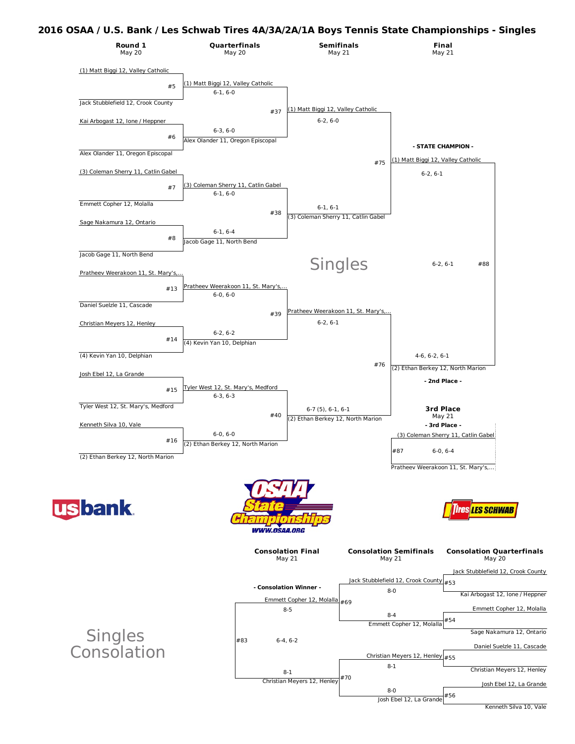# 2016 OSAA / U.S. Bank / Les Schwab Tires 4A/3A/2A/1A Boys Tennis State Championships - Singles

## Singles

### Round 1 (May 20)

| Match | Player 1 | Player 2 |
|---|---|---|
| #5 | (1) Matt Biggi 12, Valley Catholic | Jack Stubblefield 12, Crook County |
| #6 | Kai Arbogast 12, Ione / Heppner | Alex Olander 11, Oregon Episcopal |
| #7 | (3) Coleman Sherry 11, Catlin Gabel | Emmett Copher 12, Molalla |
| #8 | Sage Nakamura 12, Ontario | Jacob Gage 11, North Bend |
| #13 | Pratheev Weerakoon 11, St. Mary's,... | Daniel Suelzle 11, Cascade |
| #14 | Christian Meyers 12, Henley | (4) Kevin Yan 10, Delphian |
| #15 | Josh Ebel 12, La Grande | Tyler West 12, St. Mary's, Medford |
| #16 | Kenneth Silva 10, Vale | (2) Ethan Berkey 12, North Marion |

### Quarterfinals (May 20)

| Match | Winner | Score |
|---|---|---|
| #5 | (1) Matt Biggi 12, Valley Catholic | 6-1, 6-0 |
| #6 | Alex Olander 11, Oregon Episcopal | 6-3, 6-0 |
| #7 | (3) Coleman Sherry 11, Catlin Gabel | 6-1, 6-0 |
| #8 | Jacob Gage 11, North Bend | 6-1, 6-4 |
| #13 | Pratheev Weerakoon 11, St. Mary's,... | 6-0, 6-0 |
| #14 | (4) Kevin Yan 10, Delphian | 6-2, 6-2 |
| #15 | Tyler West 12, St. Mary's, Medford | 6-3, 6-3 |
| #16 | (2) Ethan Berkey 12, North Marion | 6-0, 6-0 |

### Semifinals (May 21)

| Match | Winner | Score |
|---|---|---|
| #37 | (1) Matt Biggi 12, Valley Catholic | 6-2, 6-0 |
| #38 | (3) Coleman Sherry 11, Catlin Gabel | 6-1, 6-1 |
| #39 | Pratheev Weerakoon 11, St. Mary's,... | 6-2, 6-1 |
| #40 | (2) Ethan Berkey 12, North Marion | 6-7 (5), 6-1, 6-1 |

### Final (May 21)

| Match | Winner | Score |
|---|---|---|
| #75 | (1) Matt Biggi 12, Valley Catholic | 6-2, 6-1 |
| #76 | (2) Ethan Berkey 12, North Marion | 4-6, 6-2, 6-1 |
| #88 | (1) Matt Biggi 12, Valley Catholic | 6-2, 6-1 |

**- STATE CHAMPION -** (1) Matt Biggi 12, Valley Catholic

**- 2nd Place -** (2) Ethan Berkey 12, North Marion

### 3rd Place (May 21)

| Match | Player 1 | Player 2 | Score |
|---|---|---|---|
| #87 | (3) Coleman Sherry 11, Catlin Gabel | Pratheev Weerakoon 11, St. Mary's,... | 6-0, 6-4 |

**- 3rd Place -** (3) Coleman Sherry 11, Catlin Gabel

## Singles Consolation

### Consolation Quarterfinals (May 20)

| Match | Player 1 | Player 2 |
|---|---|---|
| #53 | Jack Stubblefield 12, Crook County | Kai Arbogast 12, Ione / Heppner |
| #54 | Emmett Copher 12, Molalla | Sage Nakamura 12, Ontario |
| #55 | Daniel Suelzle 11, Cascade | Christian Meyers 12, Henley |
| #56 | Josh Ebel 12, La Grande | Kenneth Silva 10, Vale |

### Consolation Semifinals (May 21)

| Match | Winner | Score |
|---|---|---|
| #53 | Jack Stubblefield 12, Crook County | 8-0 |
| #54 | Emmett Copher 12, Molalla | 8-4 |
| #55 | Christian Meyers 12, Henley | 8-1 |
| #56 | Josh Ebel 12, La Grande | 8-0 |

### Consolation Final (May 21)

| Match | Winner | Score |
|---|---|---|
| #69 | Emmett Copher 12, Molalla | 8-5 |
| #70 | Christian Meyers 12, Henley | 8-1 |
| #83 | Emmett Copher 12, Molalla | 6-4, 6-2 |

**- Consolation Winner -** Emmett Copher 12, Molalla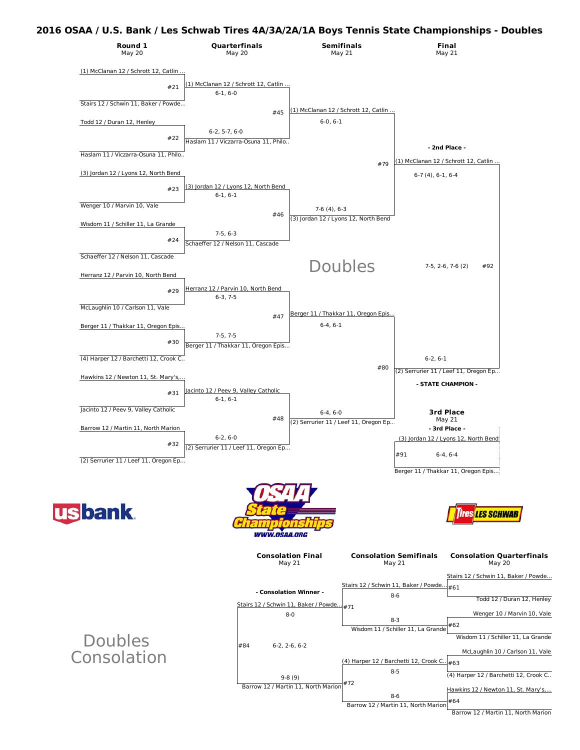# 2016 OSAA / U.S. Bank / Les Schwab Tires 4A/3A/2A/1A Boys Tennis State Championships - Doubles

## Doubles

### Round 1 (May 20)

| Match | Team | Team |
|---|---|---|
| #21 | (1) McClanan 12 / Schrott 12, Catlin ... | Stairs 12 / Schwin 11, Baker / Powde... |
| #22 | Todd 12 / Duran 12, Henley | Haslam 11 / Viczarra-Osuna 11, Philo.. |
| #23 | (3) Jordan 12 / Lyons 12, North Bend | Wenger 10 / Marvin 10, Vale |
| #24 | Wisdom 11 / Schiller 11, La Grande | Schaeffer 12 / Nelson 11, Cascade |
| #29 | Herranz 12 / Parvin 10, North Bend | McLaughlin 10 / Carlson 11, Vale |
| #30 | Berger 11 / Thakkar 11, Oregon Epis... | (4) Harper 12 / Barchetti 12, Crook C.. |
| #31 | Hawkins 12 / Newton 11, St. Mary's,... | Jacinto 12 / Peev 9, Valley Catholic |
| #32 | Barrow 12 / Martin 11, North Marion | (2) Serrurier 11 / Leef 11, Oregon Ep... |

### Quarterfinals (May 20)

| Match | Winner | Score |
|---|---|---|
| #21 | (1) McClanan 12 / Schrott 12, Catlin ... | 6-1, 6-0 |
| #22 | Haslam 11 / Viczarra-Osuna 11, Philo.. | 6-2, 5-7, 6-0 |
| #23 | (3) Jordan 12 / Lyons 12, North Bend | 6-1, 6-1 |
| #24 | Schaeffer 12 / Nelson 11, Cascade | 7-5, 6-3 |
| #29 | Herranz 12 / Parvin 10, North Bend | 6-3, 7-5 |
| #30 | Berger 11 / Thakkar 11, Oregon Epis... | 7-5, 7-5 |
| #31 | Jacinto 12 / Peev 9, Valley Catholic | 6-1, 6-1 |
| #32 | (2) Serrurier 11 / Leef 11, Oregon Ep... | 6-2, 6-0 |

### Semifinals (May 21)

| Match | Winner | Score |
|---|---|---|
| #45 | (1) McClanan 12 / Schrott 12, Catlin ... | 6-0, 6-1 |
| #46 | (3) Jordan 12 / Lyons 12, North Bend | 7-6 (4), 6-3 |
| #47 | Berger 11 / Thakkar 11, Oregon Epis... | 6-4, 6-1 |
| #48 | (2) Serrurier 11 / Leef 11, Oregon Ep... | 6-4, 6-0 |

### Final (May 21)

| Match | Team | Score |
|---|---|---|
| #79 | (1) McClanan 12 / Schrott 12, Catlin ... | 6-7 (4), 6-1, 6-4 |
| #80 | (2) Serrurier 11 / Leef 11, Oregon Ep... | 6-2, 6-1 |
| #92 | 7-5, 2-6, 7-6 (2) | |

- 2nd Place - (1) McClanan 12 / Schrott 12, Catlin ...

- STATE CHAMPION - (2) Serrurier 11 / Leef 11, Oregon Ep...

### 3rd Place (May 21)

- 3rd Place - (3) Jordan 12 / Lyons 12, North Bend

#91: (3) Jordan 12 / Lyons 12, North Bend vs. Berger 11 / Thakkar 11, Oregon Epis... — 6-4, 6-4

## Doubles Consolation

### Consolation Quarterfinals (May 20)

| Match | Team | Team |
|---|---|---|
| #61 | Stairs 12 / Schwin 11, Baker / Powde... | Todd 12 / Duran 12, Henley |
| #62 | Wenger 10 / Marvin 10, Vale | Wisdom 11 / Schiller 11, La Grande |
| #63 | McLaughlin 10 / Carlson 11, Vale | (4) Harper 12 / Barchetti 12, Crook C.. |
| #64 | Hawkins 12 / Newton 11, St. Mary's,... | Barrow 12 / Martin 11, North Marion |

### Consolation Semifinals (May 21)

| Match | Winner | Score |
|---|---|---|
| #61 | Stairs 12 / Schwin 11, Baker / Powde... | 8-6 |
| #62 | Wisdom 11 / Schiller 11, La Grande | 8-3 |
| #63 | (4) Harper 12 / Barchetti 12, Crook C.. | 8-5 |
| #64 | Barrow 12 / Martin 11, North Marion | 8-6 |

### Consolation Final (May 21)

| Match | Team | Score |
|---|---|---|
| #71 | Stairs 12 / Schwin 11, Baker / Powde... | 8-0 |
| #72 | Barrow 12 / Martin 11, North Marion | 9-8 (9) |
| #84 | 6-2, 2-6, 6-2 | |

- Consolation Winner - Stairs 12 / Schwin 11, Baker / Powde...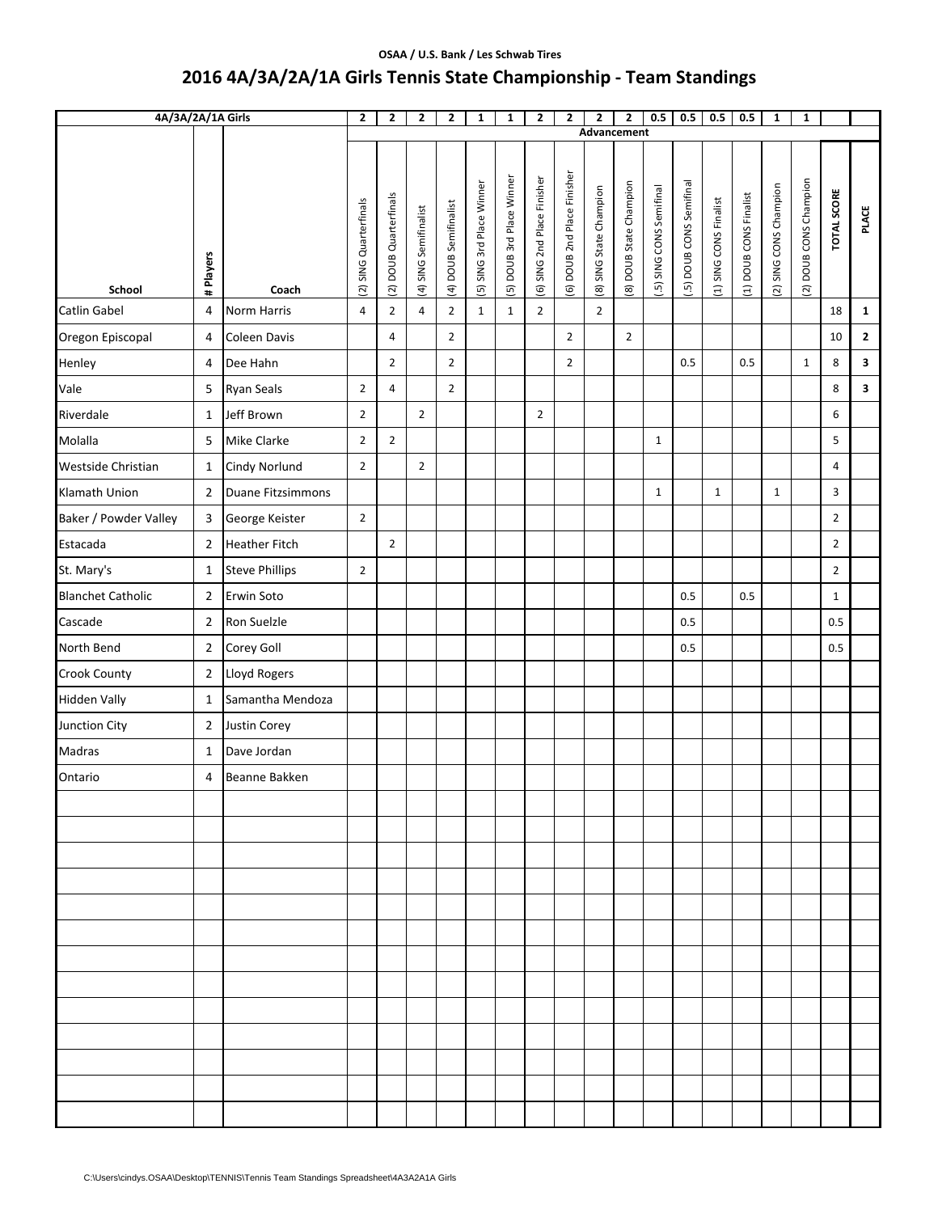OSAA / U.S. Bank / Les Schwab Tires

# 2016 4A/3A/2A/1A Girls Tennis State Championship - Team Standings

| 4A/3A/2A/1A Girls | | | 2 | 2 | 2 | 2 | 1 | 1 | 2 | 2 | 2 | 2 | 0.5 | 0.5 | 0.5 | 0.5 | 1 | 1 | | |
|---|---|---|---|---|---|---|---|---|---|---|---|---|---|---|---|---|---|---|---|---|
| | | | Advancement | | | | | | | | | | | | | | | | | |
| School | # Players | Coach | (2) SING Quarterfinals | (2) DOUB Quarterfinals | (4) SING Semifinalist | (4) DOUB Semifinalist | (5) SING 3rd Place Winner | (5) DOUB 3rd Place Winner | (6) SING 2nd Place Finisher | (6) DOUB 2nd Place Finisher | (8) SING State Champion | (8) DOUB State Champion | (.5) SING CONS Semifinal | (.5) DOUB CONS Semifinal | (1) SING CONS Finalist | (1) DOUB CONS Finalist | (2) SING CONS Champion | (2) DOUB CONS Champion | TOTAL SCORE | PLACE |
| Catlin Gabel | 4 | Norm Harris | 4 | 2 | 4 | 2 | 1 | 1 | 2 | | 2 | | | | | | | | 18 | 1 |
| Oregon Episcopal | 4 | Coleen Davis | | 4 | | 2 | | | | 2 | | 2 | | | | | | | 10 | 2 |
| Henley | 4 | Dee Hahn | | 2 | | 2 | | | | 2 | | | | 0.5 | | 0.5 | | 1 | 8 | 3 |
| Vale | 5 | Ryan Seals | 2 | 4 | | 2 | | | | | | | | | | | | | 8 | 3 |
| Riverdale | 1 | Jeff Brown | 2 | | 2 | | | | 2 | | | | | | | | | | 6 | |
| Molalla | 5 | Mike Clarke | 2 | 2 | | | | | | | | | 1 | | | | | | 5 | |
| Westside Christian | 1 | Cindy Norlund | 2 | | 2 | | | | | | | | | | | | | | 4 | |
| Klamath Union | 2 | Duane Fitzsimmons | | | | | | | | | | | 1 | | 1 | | 1 | | 3 | |
| Baker / Powder Valley | 3 | George Keister | 2 | | | | | | | | | | | | | | | | 2 | |
| Estacada | 2 | Heather Fitch | | 2 | | | | | | | | | | | | | | | 2 | |
| St. Mary's | 1 | Steve Phillips | 2 | | | | | | | | | | | | | | | | 2 | |
| Blanchet Catholic | 2 | Erwin Soto | | | | | | | | | | | | 0.5 | | 0.5 | | | 1 | |
| Cascade | 2 | Ron Suelzle | | | | | | | | | | | | 0.5 | | | | | 0.5 | |
| North Bend | 2 | Corey Goll | | | | | | | | | | | | 0.5 | | | | | 0.5 | |
| Crook County | 2 | Lloyd Rogers | | | | | | | | | | | | | | | | | | |
| Hidden Vally | 1 | Samantha Mendoza | | | | | | | | | | | | | | | | | | |
| Junction City | 2 | Justin Corey | | | | | | | | | | | | | | | | | | |
| Madras | 1 | Dave Jordan | | | | | | | | | | | | | | | | | | |
| Ontario | 4 | Beanne Bakken | | | | | | | | | | | | | | | | | | |

C:\Users\cindys.OSAA\Desktop\TENNIS\Tennis Team Standings Spreadsheet\4A3A2A1A Girls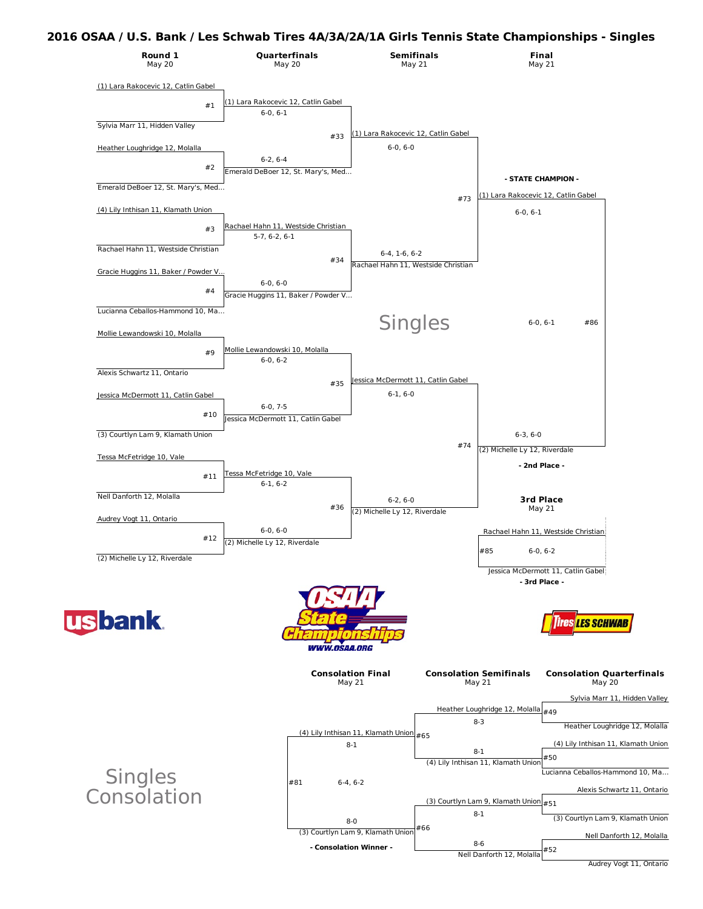# 2016 OSAA / U.S. Bank / Les Schwab Tires 4A/3A/2A/1A Girls Tennis State Championships - Singles

## Singles

| Round 1 (May 20) | Quarterfinals (May 20) | Semifinals (May 21) | Final (May 21) |
|---|---|---|---|
| #1: (1) Lara Rakocevic 12, Catlin Gabel vs. Sylvia Marr 11, Hidden Valley | (1) Lara Rakocevic 12, Catlin Gabel 6-0, 6-1 | | |
| #2: Heather Loughridge 12, Molalla vs. Emerald DeBoer 12, St. Mary's, Med... | Emerald DeBoer 12, St. Mary's, Med... 6-2, 6-4 | #33: (1) Lara Rakocevic 12, Catlin Gabel 6-0, 6-0 | |
| #3: (4) Lily Inthisan 11, Klamath Union vs. Rachael Hahn 11, Westside Christian | Rachael Hahn 11, Westside Christian 5-7, 6-2, 6-1 | | #73: (1) Lara Rakocevic 12, Catlin Gabel 6-0, 6-1 |
| #4: Gracie Huggins 11, Baker / Powder V... vs. Lucianna Ceballos-Hammond 10, Ma... | Gracie Huggins 11, Baker / Powder V... 6-0, 6-0 | #34: Rachael Hahn 11, Westside Christian 6-4, 1-6, 6-2 | |
| #9: Mollie Lewandowski 10, Molalla vs. Alexis Schwartz 11, Ontario | Mollie Lewandowski 10, Molalla 6-0, 6-2 | | |
| #10: Jessica McDermott 11, Catlin Gabel vs. (3) Courtlyn Lam 9, Klamath Union | Jessica McDermott 11, Catlin Gabel 6-0, 7-5 | #35: Jessica McDermott 11, Catlin Gabel 6-1, 6-0 | |
| #11: Tessa McFetridge 10, Vale vs. Nell Danforth 12, Molalla | Tessa McFetridge 10, Vale 6-1, 6-2 | | #74: (2) Michelle Ly 12, Riverdale 6-3, 6-0 |
| #12: Audrey Vogt 11, Ontario vs. (2) Michelle Ly 12, Riverdale | (2) Michelle Ly 12, Riverdale 6-0, 6-0 | #36: (2) Michelle Ly 12, Riverdale 6-2, 6-0 | |

**#86 Final:** 6-0, 6-1

- STATE CHAMPION - (1) Lara Rakocevic 12, Catlin Gabel

- 2nd Place - (2) Michelle Ly 12, Riverdale

### 3rd Place (May 21)

#85: Rachael Hahn 11, Westside Christian vs. Jessica McDermott 11, Catlin Gabel — 6-0, 6-2

- 3rd Place - Jessica McDermott 11, Catlin Gabel

## Singles Consolation

| Consolation Quarterfinals (May 20) | Consolation Semifinals (May 21) | Consolation Final (May 21) |
|---|---|---|
| #49: Sylvia Marr 11, Hidden Valley vs. Heather Loughridge 12, Molalla | Heather Loughridge 12, Molalla 8-3 | |
| #50: (4) Lily Inthisan 11, Klamath Union vs. Lucianna Ceballos-Hammond 10, Ma... | (4) Lily Inthisan 11, Klamath Union 8-1 | #65: (4) Lily Inthisan 11, Klamath Union 8-1 |
| #51: Alexis Schwartz 11, Ontario vs. (3) Courtlyn Lam 9, Klamath Union | (3) Courtlyn Lam 9, Klamath Union 8-1 | |
| #52: Nell Danforth 12, Molalla vs. Audrey Vogt 11, Ontario | Nell Danforth 12, Molalla 8-6 | #66: (3) Courtlyn Lam 9, Klamath Union 8-0 |

**#81 Consolation Final:** 6-4, 6-2

- Consolation Winner - (3) Courtlyn Lam 9, Klamath Union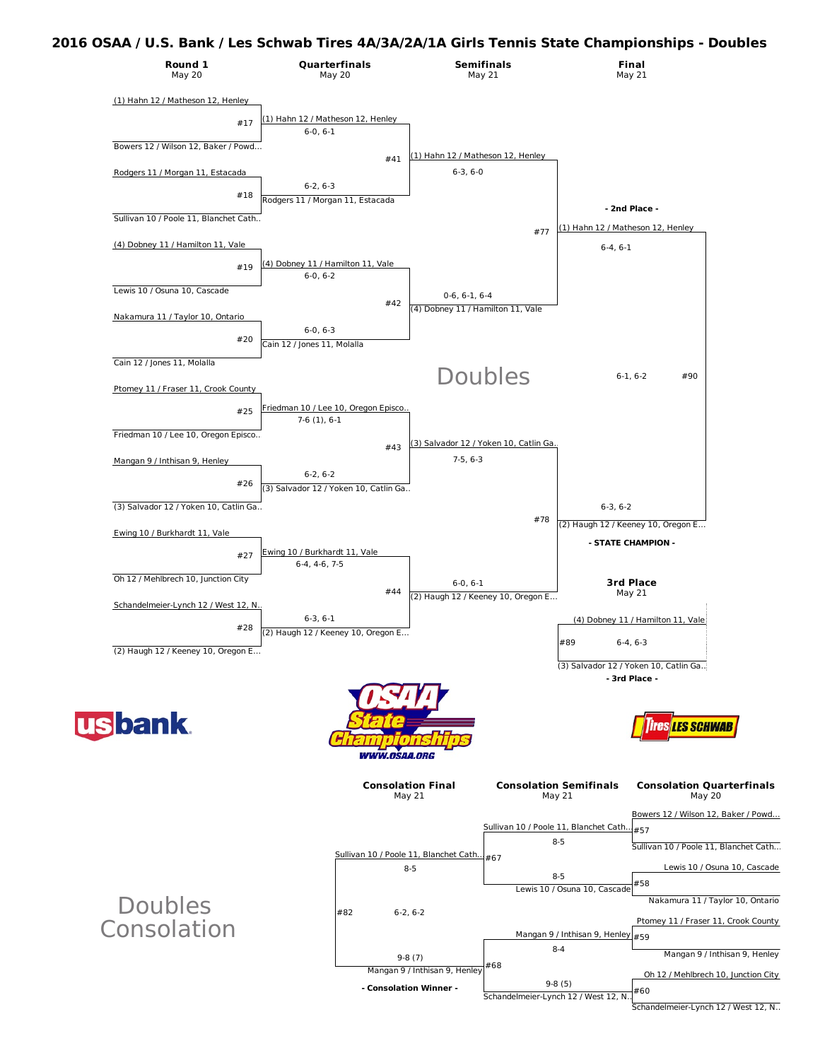# 2016 OSAA / U.S. Bank / Les Schwab Tires 4A/3A/2A/1A Girls Tennis State Championships - Doubles

**Round 1** May 20

**Quarterfinals** May 20

**Semifinals** May 21

**Final** May 21

(1) Hahn 12 / Matheson 12, Henley
#17
Bowers 12 / Wilson 12, Baker / Powd...

(1) Hahn 12 / Matheson 12, Henley
6-0, 6-1

Rodgers 11 / Morgan 11, Estacada
#18
Sullivan 10 / Poole 11, Blanchet Cath..

6-2, 6-3
Rodgers 11 / Morgan 11, Estacada

#41
(1) Hahn 12 / Matheson 12, Henley
6-3, 6-0

(4) Dobney 11 / Hamilton 11, Vale
#19
Lewis 10 / Osuna 10, Cascade

(4) Dobney 11 / Hamilton 11, Vale
6-0, 6-2

Nakamura 11 / Taylor 10, Ontario
#20
Cain 12 / Jones 11, Molalla

6-0, 6-3
Cain 12 / Jones 11, Molalla

#42
0-6, 6-1, 6-4
(4) Dobney 11 / Hamilton 11, Vale

#77
- 2nd Place -
(1) Hahn 12 / Matheson 12, Henley
6-4, 6-1

Doubles

6-1, 6-2 #90

Ptomey 11 / Fraser 11, Crook County
#25
Friedman 10 / Lee 10, Oregon Episco..

Friedman 10 / Lee 10, Oregon Episco..
7-6 (1), 6-1

Mangan 9 / Inthisan 9, Henley
#26
(3) Salvador 12 / Yoken 10, Catlin Ga..

6-2, 6-2
(3) Salvador 12 / Yoken 10, Catlin Ga..

#43
(3) Salvador 12 / Yoken 10, Catlin Ga..
7-5, 6-3

Ewing 10 / Burkhardt 11, Vale
#27
Oh 12 / Mehlbrech 10, Junction City

Ewing 10 / Burkhardt 11, Vale
6-4, 4-6, 7-5

Schandelmeier-Lynch 12 / West 12, N..
#28
(2) Haugh 12 / Keeney 10, Oregon E...

6-3, 6-1
(2) Haugh 12 / Keeney 10, Oregon E...

#44
6-0, 6-1
(2) Haugh 12 / Keeney 10, Oregon E...

#78
6-3, 6-2
(2) Haugh 12 / Keeney 10, Oregon E...
- STATE CHAMPION -

**3rd Place** May 21

(4) Dobney 11 / Hamilton 11, Vale
#89 6-4, 6-3
(3) Salvador 12 / Yoken 10, Catlin Ga..
- 3rd Place -

Doubles Consolation

**Consolation Final** May 21

**Consolation Semifinals** May 21

**Consolation Quarterfinals** May 20

Bowers 12 / Wilson 12, Baker / Powd...
#57
Sullivan 10 / Poole 11, Blanchet Cath...

Sullivan 10 / Poole 11, Blanchet Cath..
8-5

Lewis 10 / Osuna 10, Cascade
#58
Nakamura 11 / Taylor 10, Ontario

8-5
Lewis 10 / Osuna 10, Cascade

#67
Sullivan 10 / Poole 11, Blanchet Cath..
8-5

#82 6-2, 6-2

Ptomey 11 / Fraser 11, Crook County
#59
Mangan 9 / Inthisan 9, Henley

Mangan 9 / Inthisan 9, Henley
8-4

Oh 12 / Mehlbrech 10, Junction City
#60
Schandelmeier-Lynch 12 / West 12, N..

9-8 (5)
Schandelmeier-Lynch 12 / West 12, N..

#68
9-8 (7)
Mangan 9 / Inthisan 9, Henley
- Consolation Winner -